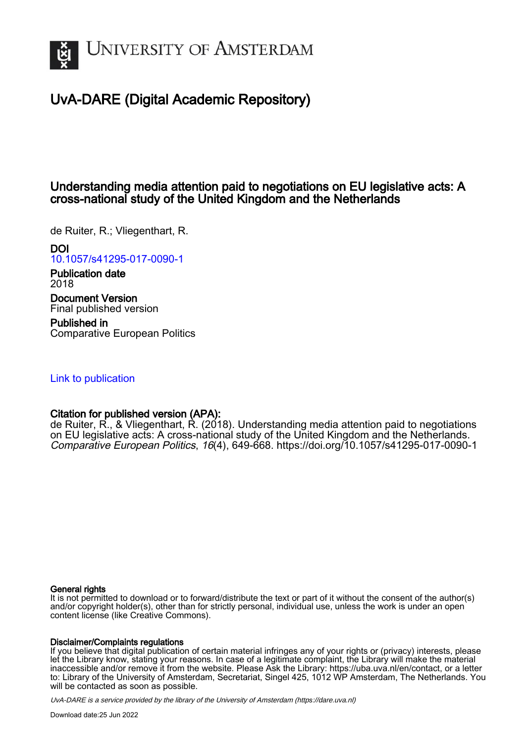# UvA-DARE (Digital Academic Repository)

## Understanding media attention paid to negotiations on EU legislative acts: A cross-national study of the United Kingdom and the Netherlands

de Ruiter, R.; Vliegenthart, R.

**DOI**
10.1057/s41295-017-0090-1

**Publication date**
2018

**Document Version**
Final published version

**Published in**
Comparative European Politics

Link to publication

**Citation for published version (APA):**
de Ruiter, R., & Vliegenthart, R. (2018). Understanding media attention paid to negotiations on EU legislative acts: A cross-national study of the United Kingdom and the Netherlands. *Comparative European Politics*, *16*(4), 649-668. https://doi.org/10.1057/s41295-017-0090-1

**General rights**
It is not permitted to download or to forward/distribute the text or part of it without the consent of the author(s) and/or copyright holder(s), other than for strictly personal, individual use, unless the work is under an open content license (like Creative Commons).

**Disclaimer/Complaints regulations**
If you believe that digital publication of certain material infringes any of your rights or (privacy) interests, please let the Library know, stating your reasons. In case of a legitimate complaint, the Library will make the material inaccessible and/or remove it from the website. Please Ask the Library: https://uba.uva.nl/en/contact, or a letter to: Library of the University of Amsterdam, Secretariat, Singel 425, 1012 WP Amsterdam, The Netherlands. You will be contacted as soon as possible.

UvA-DARE is a service provided by the library of the University of Amsterdam (https://dare.uva.nl)

Download date:25 Jun 2022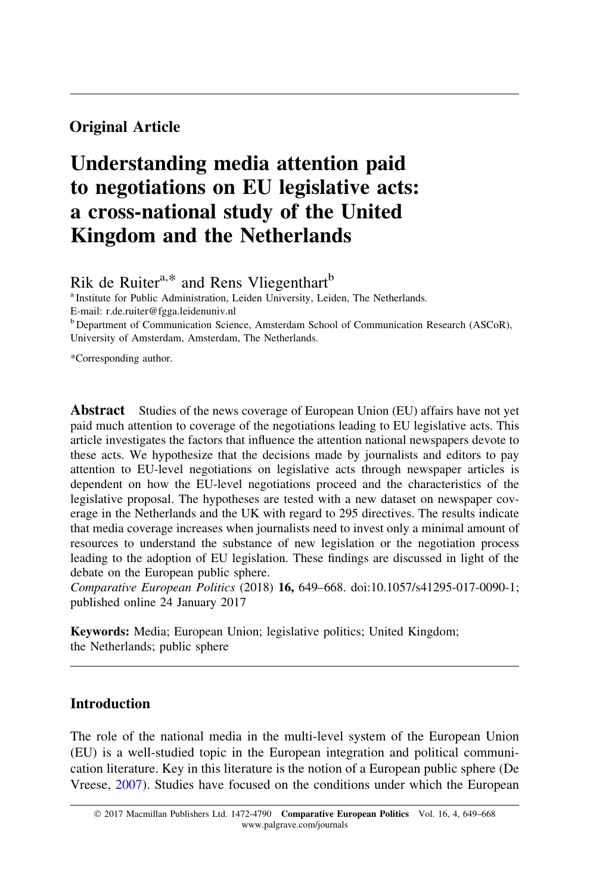## Original Article

# Understanding media attention paid to negotiations on EU legislative acts: a cross-national study of the United Kingdom and the Netherlands

Rik de Ruiter[a,*] and Rens Vliegenthart[b]

[a] Institute for Public Administration, Leiden University, Leiden, The Netherlands.
E-mail: r.de.ruiter@fgga.leidenuniv.nl
[b] Department of Communication Science, Amsterdam School of Communication Research (ASCoR), University of Amsterdam, Amsterdam, The Netherlands.

*Corresponding author.

**Abstract** Studies of the news coverage of European Union (EU) affairs have not yet paid much attention to coverage of the negotiations leading to EU legislative acts. This article investigates the factors that influence the attention national newspapers devote to these acts. We hypothesize that the decisions made by journalists and editors to pay attention to EU-level negotiations on legislative acts through newspaper articles is dependent on how the EU-level negotiations proceed and the characteristics of the legislative proposal. The hypotheses are tested with a new dataset on newspaper coverage in the Netherlands and the UK with regard to 295 directives. The results indicate that media coverage increases when journalists need to invest only a minimal amount of resources to understand the substance of new legislation or the negotiation process leading to the adoption of EU legislation. These findings are discussed in light of the debate on the European public sphere.
*Comparative European Politics* (2018) **16,** 649–668. doi:10.1057/s41295-017-0090-1; published online 24 January 2017

**Keywords:** Media; European Union; legislative politics; United Kingdom; the Netherlands; public sphere

## Introduction

The role of the national media in the multi-level system of the European Union (EU) is a well-studied topic in the European integration and political communication literature. Key in this literature is the notion of a European public sphere (De Vreese, 2007). Studies have focused on the conditions under which the European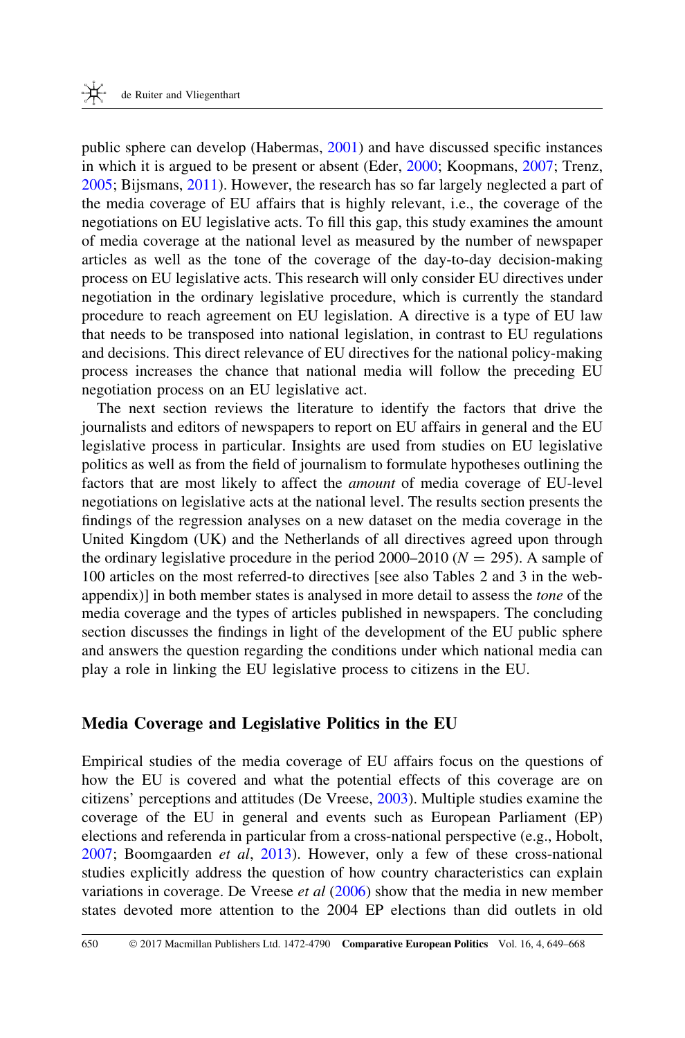public sphere can develop (Habermas, 2001) and have discussed specific instances in which it is argued to be present or absent (Eder, 2000; Koopmans, 2007; Trenz, 2005; Bijsmans, 2011). However, the research has so far largely neglected a part of the media coverage of EU affairs that is highly relevant, i.e., the coverage of the negotiations on EU legislative acts. To fill this gap, this study examines the amount of media coverage at the national level as measured by the number of newspaper articles as well as the tone of the coverage of the day-to-day decision-making process on EU legislative acts. This research will only consider EU directives under negotiation in the ordinary legislative procedure, which is currently the standard procedure to reach agreement on EU legislation. A directive is a type of EU law that needs to be transposed into national legislation, in contrast to EU regulations and decisions. This direct relevance of EU directives for the national policy-making process increases the chance that national media will follow the preceding EU negotiation process on an EU legislative act.

The next section reviews the literature to identify the factors that drive the journalists and editors of newspapers to report on EU affairs in general and the EU legislative process in particular. Insights are used from studies on EU legislative politics as well as from the field of journalism to formulate hypotheses outlining the factors that are most likely to affect the *amount* of media coverage of EU-level negotiations on legislative acts at the national level. The results section presents the findings of the regression analyses on a new dataset on the media coverage in the United Kingdom (UK) and the Netherlands of all directives agreed upon through the ordinary legislative procedure in the period 2000–2010 ($N = 295$). A sample of 100 articles on the most referred-to directives [see also Tables 2 and 3 in the web-appendix)] in both member states is analysed in more detail to assess the *tone* of the media coverage and the types of articles published in newspapers. The concluding section discusses the findings in light of the development of the EU public sphere and answers the question regarding the conditions under which national media can play a role in linking the EU legislative process to citizens in the EU.

## Media Coverage and Legislative Politics in the EU

Empirical studies of the media coverage of EU affairs focus on the questions of how the EU is covered and what the potential effects of this coverage are on citizens' perceptions and attitudes (De Vreese, 2003). Multiple studies examine the coverage of the EU in general and events such as European Parliament (EP) elections and referenda in particular from a cross-national perspective (e.g., Hobolt, 2007; Boomgaarden *et al*, 2013). However, only a few of these cross-national studies explicitly address the question of how country characteristics can explain variations in coverage. De Vreese *et al* (2006) show that the media in new member states devoted more attention to the 2004 EP elections than did outlets in old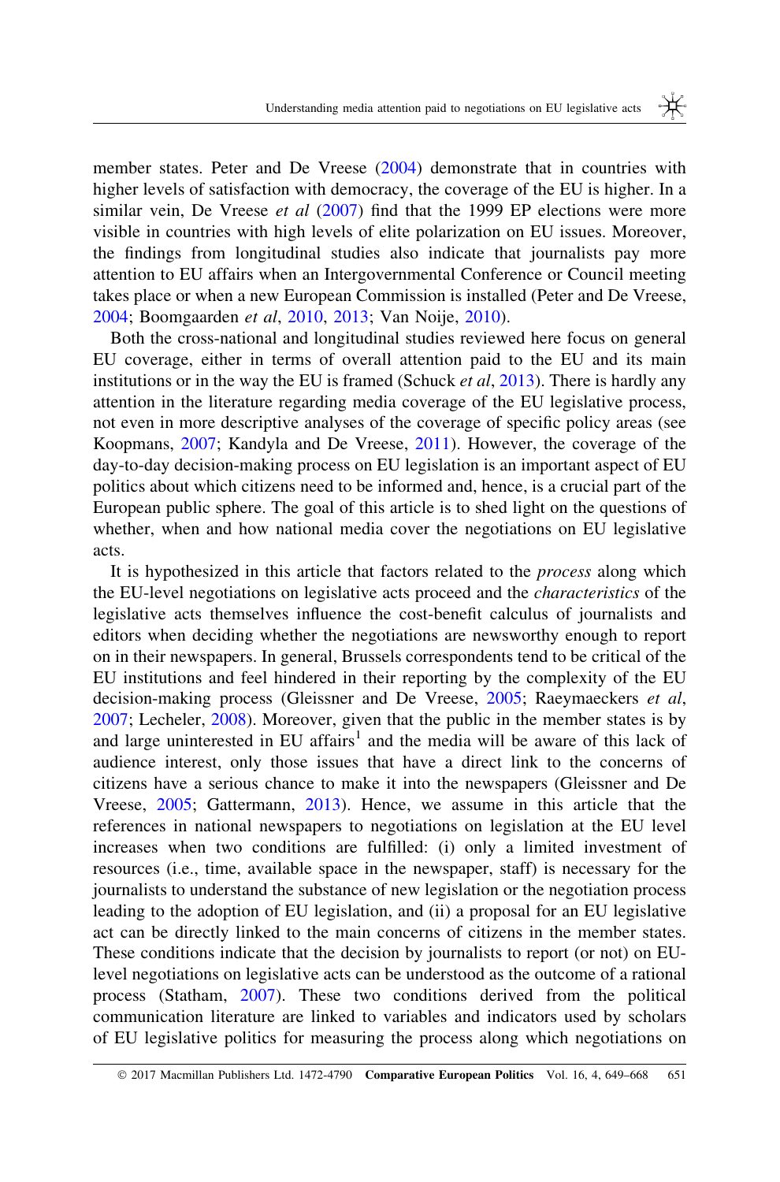member states. Peter and De Vreese (2004) demonstrate that in countries with higher levels of satisfaction with democracy, the coverage of the EU is higher. In a similar vein, De Vreese *et al* (2007) find that the 1999 EP elections were more visible in countries with high levels of elite polarization on EU issues. Moreover, the findings from longitudinal studies also indicate that journalists pay more attention to EU affairs when an Intergovernmental Conference or Council meeting takes place or when a new European Commission is installed (Peter and De Vreese, 2004; Boomgaarden *et al*, 2010, 2013; Van Noije, 2010).

Both the cross-national and longitudinal studies reviewed here focus on general EU coverage, either in terms of overall attention paid to the EU and its main institutions or in the way the EU is framed (Schuck *et al*, 2013). There is hardly any attention in the literature regarding media coverage of the EU legislative process, not even in more descriptive analyses of the coverage of specific policy areas (see Koopmans, 2007; Kandyla and De Vreese, 2011). However, the coverage of the day-to-day decision-making process on EU legislation is an important aspect of EU politics about which citizens need to be informed and, hence, is a crucial part of the European public sphere. The goal of this article is to shed light on the questions of whether, when and how national media cover the negotiations on EU legislative acts.

It is hypothesized in this article that factors related to the *process* along which the EU-level negotiations on legislative acts proceed and the *characteristics* of the legislative acts themselves influence the cost-benefit calculus of journalists and editors when deciding whether the negotiations are newsworthy enough to report on in their newspapers. In general, Brussels correspondents tend to be critical of the EU institutions and feel hindered in their reporting by the complexity of the EU decision-making process (Gleissner and De Vreese, 2005; Raeymaeckers *et al*, 2007; Lecheler, 2008). Moreover, given that the public in the member states is by and large uninterested in EU affairs[1] and the media will be aware of this lack of audience interest, only those issues that have a direct link to the concerns of citizens have a serious chance to make it into the newspapers (Gleissner and De Vreese, 2005; Gattermann, 2013). Hence, we assume in this article that the references in national newspapers to negotiations on legislation at the EU level increases when two conditions are fulfilled: (i) only a limited investment of resources (i.e., time, available space in the newspaper, staff) is necessary for the journalists to understand the substance of new legislation or the negotiation process leading to the adoption of EU legislation, and (ii) a proposal for an EU legislative act can be directly linked to the main concerns of citizens in the member states. These conditions indicate that the decision by journalists to report (or not) on EU-level negotiations on legislative acts can be understood as the outcome of a rational process (Statham, 2007). These two conditions derived from the political communication literature are linked to variables and indicators used by scholars of EU legislative politics for measuring the process along which negotiations on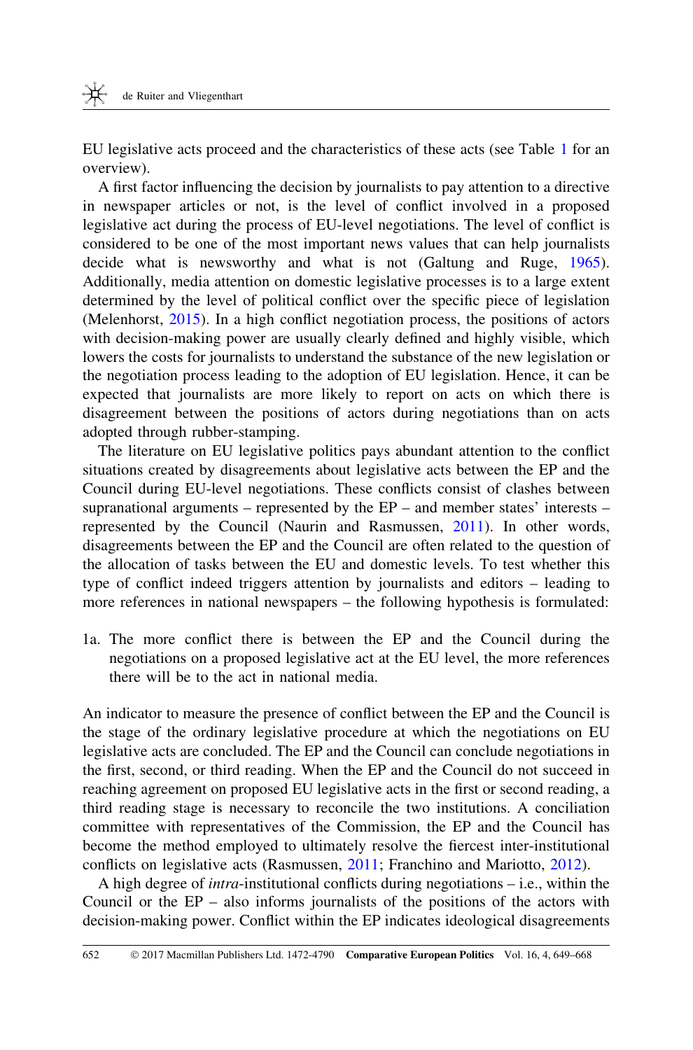EU legislative acts proceed and the characteristics of these acts (see Table 1 for an overview).

A first factor influencing the decision by journalists to pay attention to a directive in newspaper articles or not, is the level of conflict involved in a proposed legislative act during the process of EU-level negotiations. The level of conflict is considered to be one of the most important news values that can help journalists decide what is newsworthy and what is not (Galtung and Ruge, 1965). Additionally, media attention on domestic legislative processes is to a large extent determined by the level of political conflict over the specific piece of legislation (Melenhorst, 2015). In a high conflict negotiation process, the positions of actors with decision-making power are usually clearly defined and highly visible, which lowers the costs for journalists to understand the substance of the new legislation or the negotiation process leading to the adoption of EU legislation. Hence, it can be expected that journalists are more likely to report on acts on which there is disagreement between the positions of actors during negotiations than on acts adopted through rubber-stamping.

The literature on EU legislative politics pays abundant attention to the conflict situations created by disagreements about legislative acts between the EP and the Council during EU-level negotiations. These conflicts consist of clashes between supranational arguments – represented by the EP – and member states' interests – represented by the Council (Naurin and Rasmussen, 2011). In other words, disagreements between the EP and the Council are often related to the question of the allocation of tasks between the EU and domestic levels. To test whether this type of conflict indeed triggers attention by journalists and editors – leading to more references in national newspapers – the following hypothesis is formulated:

1a. The more conflict there is between the EP and the Council during the negotiations on a proposed legislative act at the EU level, the more references there will be to the act in national media.

An indicator to measure the presence of conflict between the EP and the Council is the stage of the ordinary legislative procedure at which the negotiations on EU legislative acts are concluded. The EP and the Council can conclude negotiations in the first, second, or third reading. When the EP and the Council do not succeed in reaching agreement on proposed EU legislative acts in the first or second reading, a third reading stage is necessary to reconcile the two institutions. A conciliation committee with representatives of the Commission, the EP and the Council has become the method employed to ultimately resolve the fiercest inter-institutional conflicts on legislative acts (Rasmussen, 2011; Franchino and Mariotto, 2012).

A high degree of *intra*-institutional conflicts during negotiations – i.e., within the Council or the EP – also informs journalists of the positions of the actors with decision-making power. Conflict within the EP indicates ideological disagreements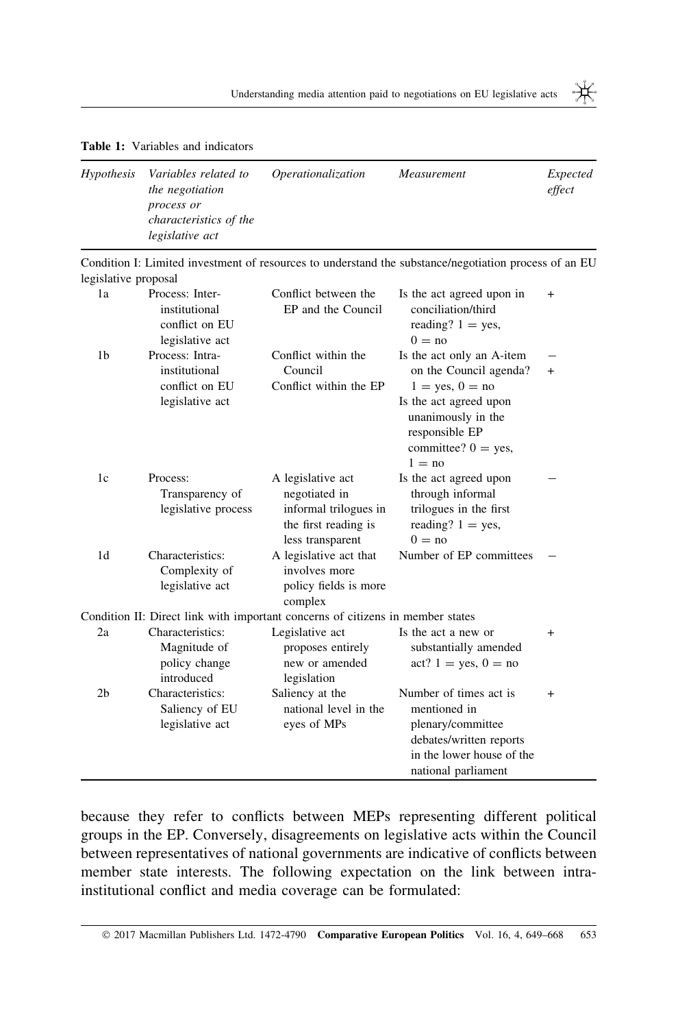**Table 1:** Variables and indicators

| *Hypothesis* | *Variables related to the negotiation process or characteristics of the legislative act* | *Operationalization* | *Measurement* | *Expected effect* |
|---|---|---|---|---|
| Condition I: Limited investment of resources to understand the substance/negotiation process of an EU legislative proposal | | | | |
| 1a | Process: Inter-institutional conflict on EU legislative act | Conflict between the EP and the Council | Is the act agreed upon in conciliation/third reading? 1 = yes, 0 = no | + |
| 1b | Process: Intra-institutional conflict on EU legislative act | Conflict within the Council<br>Conflict within the EP | Is the act only an A-item on the Council agenda? 1 = yes, 0 = no<br>Is the act agreed upon unanimously in the responsible EP committee? 0 = yes, 1 = no | –<br>+ |
| 1c | Process: Transparency of legislative process | A legislative act negotiated in informal trilogues in the first reading is less transparent | Is the act agreed upon through informal trilogues in the first reading? 1 = yes, 0 = no | – |
| 1d | Characteristics: Complexity of legislative act | A legislative act that involves more policy fields is more complex | Number of EP committees | – |
| Condition II: Direct link with important concerns of citizens in member states | | | | |
| 2a | Characteristics: Magnitude of policy change introduced | Legislative act proposes entirely new or amended legislation | Is the act a new or substantially amended act? 1 = yes, 0 = no | + |
| 2b | Characteristics: Saliency of EU legislative act | Saliency at the national level in the eyes of MPs | Number of times act is mentioned in plenary/committee debates/written reports in the lower house of the national parliament | + |

because they refer to conflicts between MEPs representing different political groups in the EP. Conversely, disagreements on legislative acts within the Council between representatives of national governments are indicative of conflicts between member state interests. The following expectation on the link between intra-institutional conflict and media coverage can be formulated: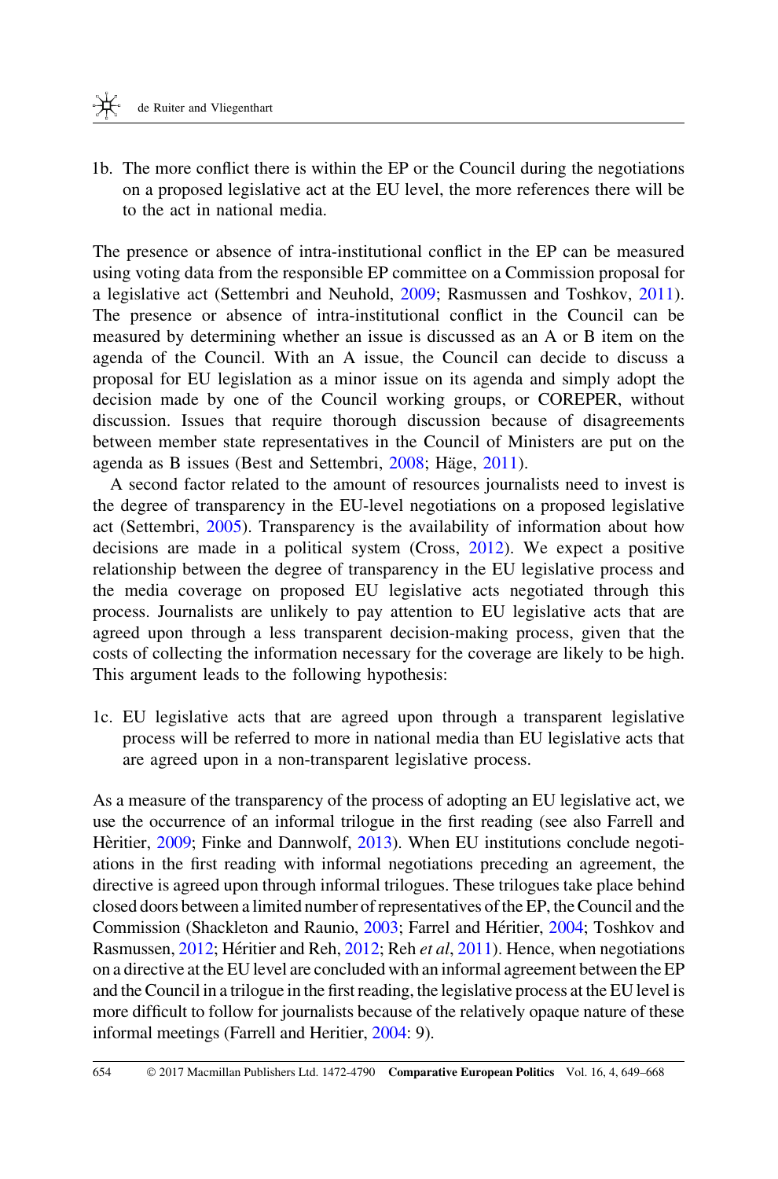1b. The more conflict there is within the EP or the Council during the negotiations on a proposed legislative act at the EU level, the more references there will be to the act in national media.

The presence or absence of intra-institutional conflict in the EP can be measured using voting data from the responsible EP committee on a Commission proposal for a legislative act (Settembri and Neuhold, 2009; Rasmussen and Toshkov, 2011). The presence or absence of intra-institutional conflict in the Council can be measured by determining whether an issue is discussed as an A or B item on the agenda of the Council. With an A issue, the Council can decide to discuss a proposal for EU legislation as a minor issue on its agenda and simply adopt the decision made by one of the Council working groups, or COREPER, without discussion. Issues that require thorough discussion because of disagreements between member state representatives in the Council of Ministers are put on the agenda as B issues (Best and Settembri, 2008; Häge, 2011).

A second factor related to the amount of resources journalists need to invest is the degree of transparency in the EU-level negotiations on a proposed legislative act (Settembri, 2005). Transparency is the availability of information about how decisions are made in a political system (Cross, 2012). We expect a positive relationship between the degree of transparency in the EU legislative process and the media coverage on proposed EU legislative acts negotiated through this process. Journalists are unlikely to pay attention to EU legislative acts that are agreed upon through a less transparent decision-making process, given that the costs of collecting the information necessary for the coverage are likely to be high. This argument leads to the following hypothesis:

1c. EU legislative acts that are agreed upon through a transparent legislative process will be referred to more in national media than EU legislative acts that are agreed upon in a non-transparent legislative process.

As a measure of the transparency of the process of adopting an EU legislative act, we use the occurrence of an informal trilogue in the first reading (see also Farrell and Hèritier, 2009; Finke and Dannwolf, 2013). When EU institutions conclude negotiations in the first reading with informal negotiations preceding an agreement, the directive is agreed upon through informal trilogues. These trilogues take place behind closed doors between a limited number of representatives of the EP, the Council and the Commission (Shackleton and Raunio, 2003; Farrel and Héritier, 2004; Toshkov and Rasmussen, 2012; Héritier and Reh, 2012; Reh *et al*, 2011). Hence, when negotiations on a directive at the EU level are concluded with an informal agreement between the EP and the Council in a trilogue in the first reading, the legislative process at the EU level is more difficult to follow for journalists because of the relatively opaque nature of these informal meetings (Farrell and Heritier, 2004: 9).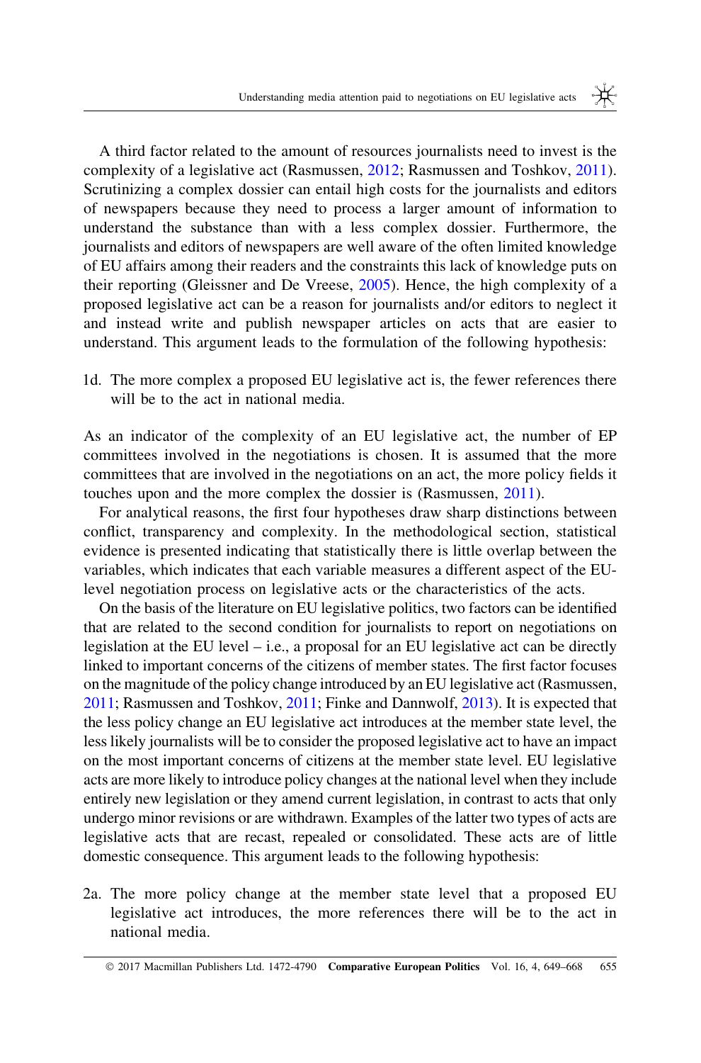A third factor related to the amount of resources journalists need to invest is the complexity of a legislative act (Rasmussen, 2012; Rasmussen and Toshkov, 2011). Scrutinizing a complex dossier can entail high costs for the journalists and editors of newspapers because they need to process a larger amount of information to understand the substance than with a less complex dossier. Furthermore, the journalists and editors of newspapers are well aware of the often limited knowledge of EU affairs among their readers and the constraints this lack of knowledge puts on their reporting (Gleissner and De Vreese, 2005). Hence, the high complexity of a proposed legislative act can be a reason for journalists and/or editors to neglect it and instead write and publish newspaper articles on acts that are easier to understand. This argument leads to the formulation of the following hypothesis:

1d. The more complex a proposed EU legislative act is, the fewer references there will be to the act in national media.

As an indicator of the complexity of an EU legislative act, the number of EP committees involved in the negotiations is chosen. It is assumed that the more committees that are involved in the negotiations on an act, the more policy fields it touches upon and the more complex the dossier is (Rasmussen, 2011).

For analytical reasons, the first four hypotheses draw sharp distinctions between conflict, transparency and complexity. In the methodological section, statistical evidence is presented indicating that statistically there is little overlap between the variables, which indicates that each variable measures a different aspect of the EU-level negotiation process on legislative acts or the characteristics of the acts.

On the basis of the literature on EU legislative politics, two factors can be identified that are related to the second condition for journalists to report on negotiations on legislation at the EU level – i.e., a proposal for an EU legislative act can be directly linked to important concerns of the citizens of member states. The first factor focuses on the magnitude of the policy change introduced by an EU legislative act (Rasmussen, 2011; Rasmussen and Toshkov, 2011; Finke and Dannwolf, 2013). It is expected that the less policy change an EU legislative act introduces at the member state level, the less likely journalists will be to consider the proposed legislative act to have an impact on the most important concerns of citizens at the member state level. EU legislative acts are more likely to introduce policy changes at the national level when they include entirely new legislation or they amend current legislation, in contrast to acts that only undergo minor revisions or are withdrawn. Examples of the latter two types of acts are legislative acts that are recast, repealed or consolidated. These acts are of little domestic consequence. This argument leads to the following hypothesis:

2a. The more policy change at the member state level that a proposed EU legislative act introduces, the more references there will be to the act in national media.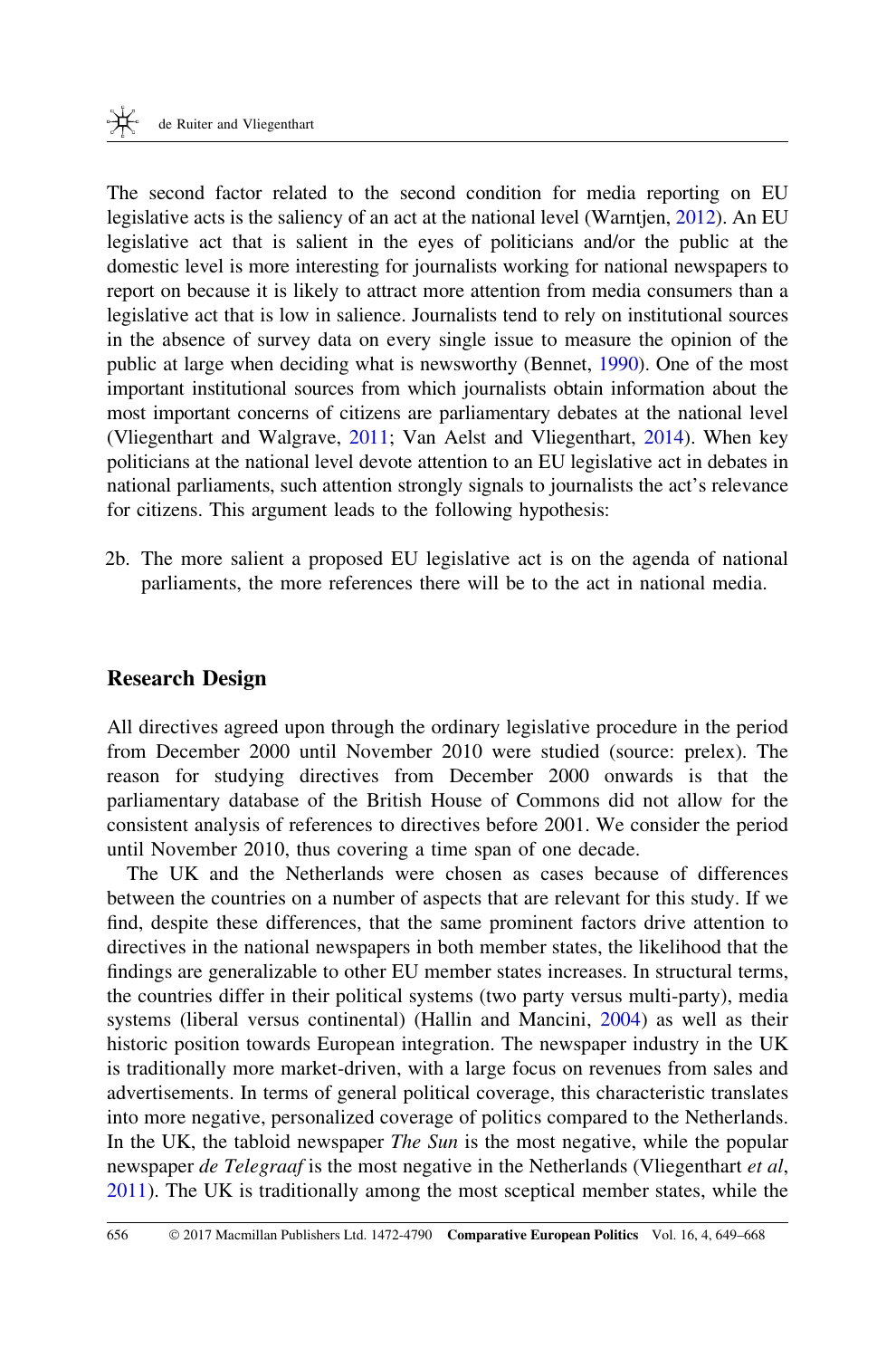The second factor related to the second condition for media reporting on EU legislative acts is the saliency of an act at the national level (Warntjen, 2012). An EU legislative act that is salient in the eyes of politicians and/or the public at the domestic level is more interesting for journalists working for national newspapers to report on because it is likely to attract more attention from media consumers than a legislative act that is low in salience. Journalists tend to rely on institutional sources in the absence of survey data on every single issue to measure the opinion of the public at large when deciding what is newsworthy (Bennet, 1990). One of the most important institutional sources from which journalists obtain information about the most important concerns of citizens are parliamentary debates at the national level (Vliegenthart and Walgrave, 2011; Van Aelst and Vliegenthart, 2014). When key politicians at the national level devote attention to an EU legislative act in debates in national parliaments, such attention strongly signals to journalists the act's relevance for citizens. This argument leads to the following hypothesis:

2b. The more salient a proposed EU legislative act is on the agenda of national parliaments, the more references there will be to the act in national media.

## Research Design

All directives agreed upon through the ordinary legislative procedure in the period from December 2000 until November 2010 were studied (source: prelex). The reason for studying directives from December 2000 onwards is that the parliamentary database of the British House of Commons did not allow for the consistent analysis of references to directives before 2001. We consider the period until November 2010, thus covering a time span of one decade.

The UK and the Netherlands were chosen as cases because of differences between the countries on a number of aspects that are relevant for this study. If we find, despite these differences, that the same prominent factors drive attention to directives in the national newspapers in both member states, the likelihood that the findings are generalizable to other EU member states increases. In structural terms, the countries differ in their political systems (two party versus multi-party), media systems (liberal versus continental) (Hallin and Mancini, 2004) as well as their historic position towards European integration. The newspaper industry in the UK is traditionally more market-driven, with a large focus on revenues from sales and advertisements. In terms of general political coverage, this characteristic translates into more negative, personalized coverage of politics compared to the Netherlands. In the UK, the tabloid newspaper *The Sun* is the most negative, while the popular newspaper *de Telegraaf* is the most negative in the Netherlands (Vliegenthart *et al*, 2011). The UK is traditionally among the most sceptical member states, while the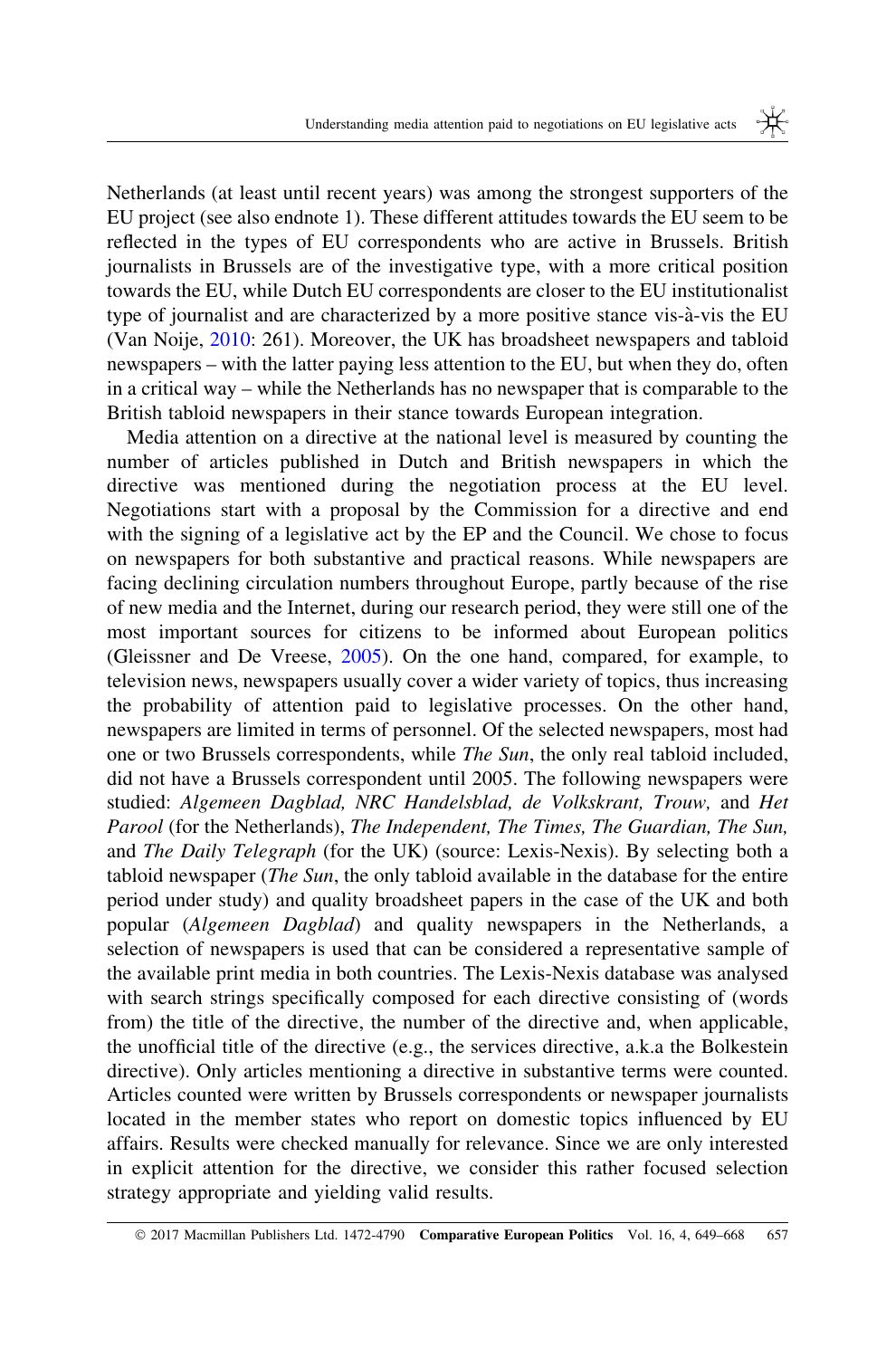Netherlands (at least until recent years) was among the strongest supporters of the EU project (see also endnote 1). These different attitudes towards the EU seem to be reflected in the types of EU correspondents who are active in Brussels. British journalists in Brussels are of the investigative type, with a more critical position towards the EU, while Dutch EU correspondents are closer to the EU institutionalist type of journalist and are characterized by a more positive stance vis-à-vis the EU (Van Noije, 2010: 261). Moreover, the UK has broadsheet newspapers and tabloid newspapers – with the latter paying less attention to the EU, but when they do, often in a critical way – while the Netherlands has no newspaper that is comparable to the British tabloid newspapers in their stance towards European integration.

Media attention on a directive at the national level is measured by counting the number of articles published in Dutch and British newspapers in which the directive was mentioned during the negotiation process at the EU level. Negotiations start with a proposal by the Commission for a directive and end with the signing of a legislative act by the EP and the Council. We chose to focus on newspapers for both substantive and practical reasons. While newspapers are facing declining circulation numbers throughout Europe, partly because of the rise of new media and the Internet, during our research period, they were still one of the most important sources for citizens to be informed about European politics (Gleissner and De Vreese, 2005). On the one hand, compared, for example, to television news, newspapers usually cover a wider variety of topics, thus increasing the probability of attention paid to legislative processes. On the other hand, newspapers are limited in terms of personnel. Of the selected newspapers, most had one or two Brussels correspondents, while *The Sun*, the only real tabloid included, did not have a Brussels correspondent until 2005. The following newspapers were studied: *Algemeen Dagblad, NRC Handelsblad, de Volkskrant, Trouw,* and *Het Parool* (for the Netherlands), *The Independent, The Times, The Guardian, The Sun,* and *The Daily Telegraph* (for the UK) (source: Lexis-Nexis). By selecting both a tabloid newspaper (*The Sun*, the only tabloid available in the database for the entire period under study) and quality broadsheet papers in the case of the UK and both popular (*Algemeen Dagblad*) and quality newspapers in the Netherlands, a selection of newspapers is used that can be considered a representative sample of the available print media in both countries. The Lexis-Nexis database was analysed with search strings specifically composed for each directive consisting of (words from) the title of the directive, the number of the directive and, when applicable, the unofficial title of the directive (e.g., the services directive, a.k.a the Bolkestein directive). Only articles mentioning a directive in substantive terms were counted. Articles counted were written by Brussels correspondents or newspaper journalists located in the member states who report on domestic topics influenced by EU affairs. Results were checked manually for relevance. Since we are only interested in explicit attention for the directive, we consider this rather focused selection strategy appropriate and yielding valid results.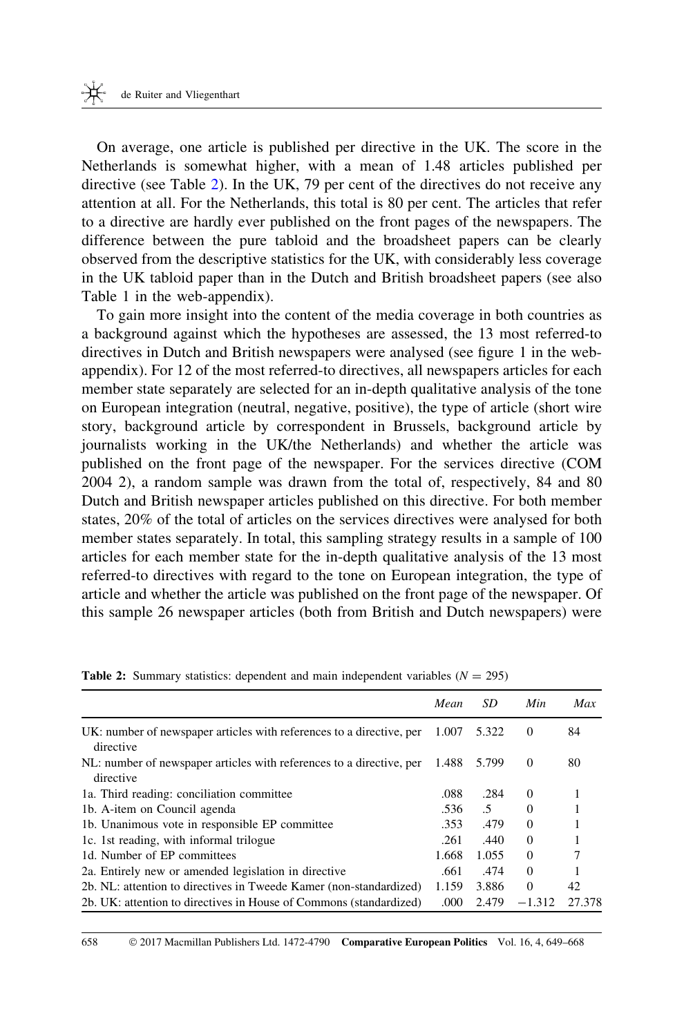On average, one article is published per directive in the UK. The score in the Netherlands is somewhat higher, with a mean of 1.48 articles published per directive (see Table 2). In the UK, 79 per cent of the directives do not receive any attention at all. For the Netherlands, this total is 80 per cent. The articles that refer to a directive are hardly ever published on the front pages of the newspapers. The difference between the pure tabloid and the broadsheet papers can be clearly observed from the descriptive statistics for the UK, with considerably less coverage in the UK tabloid paper than in the Dutch and British broadsheet papers (see also Table 1 in the web-appendix).

To gain more insight into the content of the media coverage in both countries as a background against which the hypotheses are assessed, the 13 most referred-to directives in Dutch and British newspapers were analysed (see figure 1 in the web-appendix). For 12 of the most referred-to directives, all newspapers articles for each member state separately are selected for an in-depth qualitative analysis of the tone on European integration (neutral, negative, positive), the type of article (short wire story, background article by correspondent in Brussels, background article by journalists working in the UK/the Netherlands) and whether the article was published on the front page of the newspaper. For the services directive (COM 2004 2), a random sample was drawn from the total of, respectively, 84 and 80 Dutch and British newspaper articles published on this directive. For both member states, 20% of the total of articles on the services directives were analysed for both member states separately. In total, this sampling strategy results in a sample of 100 articles for each member state for the in-depth qualitative analysis of the 13 most referred-to directives with regard to the tone on European integration, the type of article and whether the article was published on the front page of the newspaper. Of this sample 26 newspaper articles (both from British and Dutch newspapers) were

**Table 2:** Summary statistics: dependent and main independent variables ($N = 295$)

| | *Mean* | *SD* | *Min* | *Max* |
|---|---|---|---|---|
| UK: number of newspaper articles with references to a directive, per directive | 1.007 | 5.322 | 0 | 84 |
| NL: number of newspaper articles with references to a directive, per directive | 1.488 | 5.799 | 0 | 80 |
| 1a. Third reading: conciliation committee | .088 | .284 | 0 | 1 |
| 1b. A-item on Council agenda | .536 | .5 | 0 | 1 |
| 1b. Unanimous vote in responsible EP committee | .353 | .479 | 0 | 1 |
| 1c. 1st reading, with informal trilogue | .261 | .440 | 0 | 1 |
| 1d. Number of EP committees | 1.668 | 1.055 | 0 | 7 |
| 2a. Entirely new or amended legislation in directive | .661 | .474 | 0 | 1 |
| 2b. NL: attention to directives in Tweede Kamer (non-standardized) | 1.159 | 3.886 | 0 | 42 |
| 2b. UK: attention to directives in House of Commons (standardized) | .000 | 2.479 | −1.312 | 27.378 |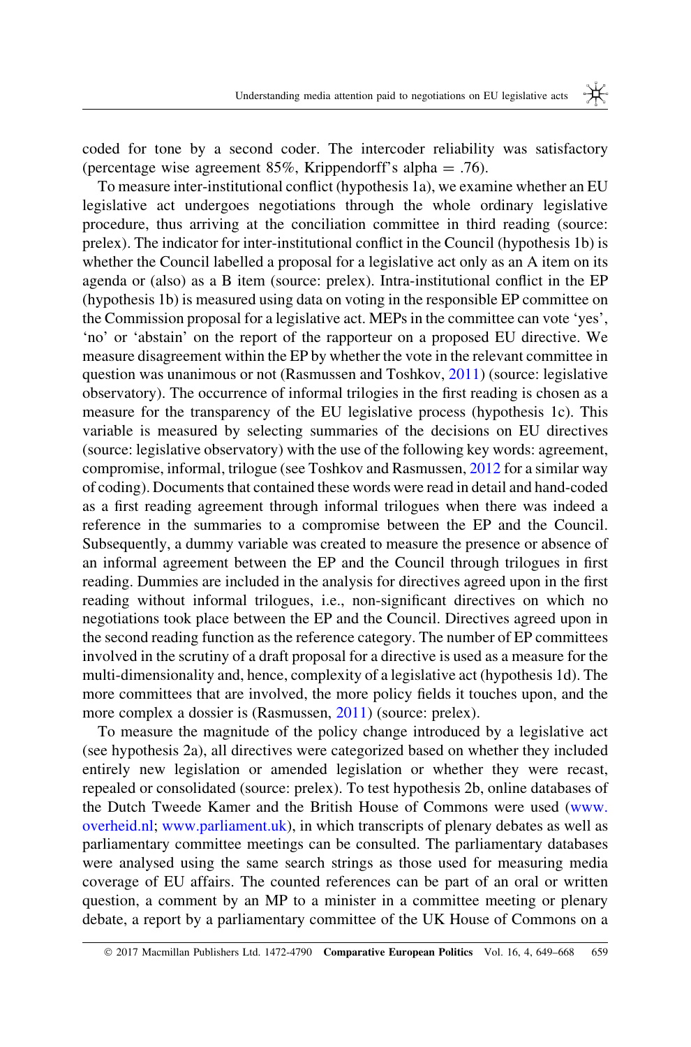coded for tone by a second coder. The intercoder reliability was satisfactory (percentage wise agreement 85%, Krippendorff's alpha = .76).

To measure inter-institutional conflict (hypothesis 1a), we examine whether an EU legislative act undergoes negotiations through the whole ordinary legislative procedure, thus arriving at the conciliation committee in third reading (source: prelex). The indicator for inter-institutional conflict in the Council (hypothesis 1b) is whether the Council labelled a proposal for a legislative act only as an A item on its agenda or (also) as a B item (source: prelex). Intra-institutional conflict in the EP (hypothesis 1b) is measured using data on voting in the responsible EP committee on the Commission proposal for a legislative act. MEPs in the committee can vote 'yes', 'no' or 'abstain' on the report of the rapporteur on a proposed EU directive. We measure disagreement within the EP by whether the vote in the relevant committee in question was unanimous or not (Rasmussen and Toshkov, 2011) (source: legislative observatory). The occurrence of informal trilogies in the first reading is chosen as a measure for the transparency of the EU legislative process (hypothesis 1c). This variable is measured by selecting summaries of the decisions on EU directives (source: legislative observatory) with the use of the following key words: agreement, compromise, informal, trilogue (see Toshkov and Rasmussen, 2012 for a similar way of coding). Documents that contained these words were read in detail and hand-coded as a first reading agreement through informal trilogues when there was indeed a reference in the summaries to a compromise between the EP and the Council. Subsequently, a dummy variable was created to measure the presence or absence of an informal agreement between the EP and the Council through trilogues in first reading. Dummies are included in the analysis for directives agreed upon in the first reading without informal trilogues, i.e., non-significant directives on which no negotiations took place between the EP and the Council. Directives agreed upon in the second reading function as the reference category. The number of EP committees involved in the scrutiny of a draft proposal for a directive is used as a measure for the multi-dimensionality and, hence, complexity of a legislative act (hypothesis 1d). The more committees that are involved, the more policy fields it touches upon, and the more complex a dossier is (Rasmussen, 2011) (source: prelex).

To measure the magnitude of the policy change introduced by a legislative act (see hypothesis 2a), all directives were categorized based on whether they included entirely new legislation or amended legislation or whether they were recast, repealed or consolidated (source: prelex). To test hypothesis 2b, online databases of the Dutch Tweede Kamer and the British House of Commons were used (www.overheid.nl; www.parliament.uk), in which transcripts of plenary debates as well as parliamentary committee meetings can be consulted. The parliamentary databases were analysed using the same search strings as those used for measuring media coverage of EU affairs. The counted references can be part of an oral or written question, a comment by an MP to a minister in a committee meeting or plenary debate, a report by a parliamentary committee of the UK House of Commons on a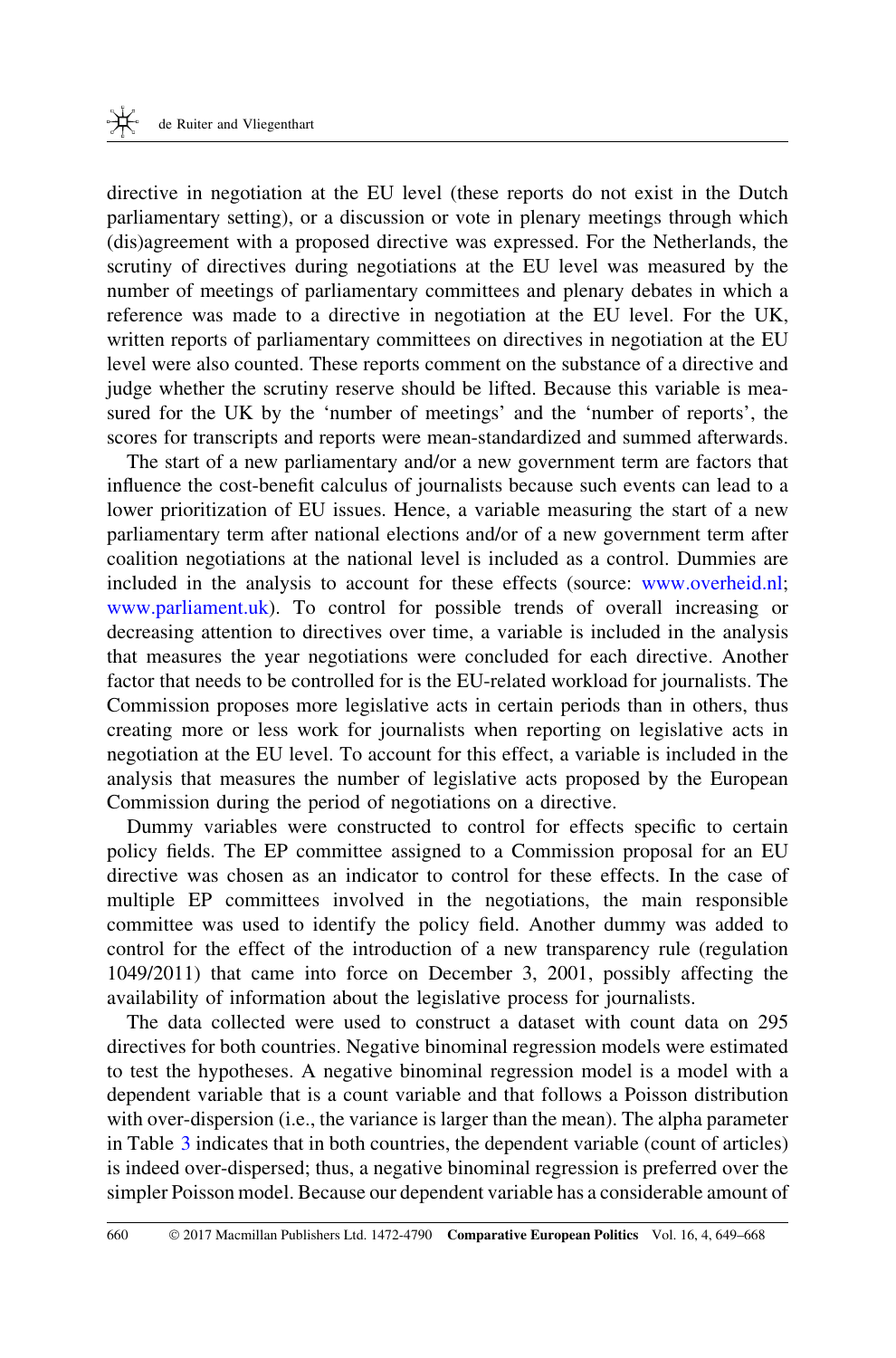directive in negotiation at the EU level (these reports do not exist in the Dutch parliamentary setting), or a discussion or vote in plenary meetings through which (dis)agreement with a proposed directive was expressed. For the Netherlands, the scrutiny of directives during negotiations at the EU level was measured by the number of meetings of parliamentary committees and plenary debates in which a reference was made to a directive in negotiation at the EU level. For the UK, written reports of parliamentary committees on directives in negotiation at the EU level were also counted. These reports comment on the substance of a directive and judge whether the scrutiny reserve should be lifted. Because this variable is measured for the UK by the 'number of meetings' and the 'number of reports', the scores for transcripts and reports were mean-standardized and summed afterwards.

The start of a new parliamentary and/or a new government term are factors that influence the cost-benefit calculus of journalists because such events can lead to a lower prioritization of EU issues. Hence, a variable measuring the start of a new parliamentary term after national elections and/or of a new government term after coalition negotiations at the national level is included as a control. Dummies are included in the analysis to account for these effects (source: www.overheid.nl; www.parliament.uk). To control for possible trends of overall increasing or decreasing attention to directives over time, a variable is included in the analysis that measures the year negotiations were concluded for each directive. Another factor that needs to be controlled for is the EU-related workload for journalists. The Commission proposes more legislative acts in certain periods than in others, thus creating more or less work for journalists when reporting on legislative acts in negotiation at the EU level. To account for this effect, a variable is included in the analysis that measures the number of legislative acts proposed by the European Commission during the period of negotiations on a directive.

Dummy variables were constructed to control for effects specific to certain policy fields. The EP committee assigned to a Commission proposal for an EU directive was chosen as an indicator to control for these effects. In the case of multiple EP committees involved in the negotiations, the main responsible committee was used to identify the policy field. Another dummy was added to control for the effect of the introduction of a new transparency rule (regulation 1049/2011) that came into force on December 3, 2001, possibly affecting the availability of information about the legislative process for journalists.

The data collected were used to construct a dataset with count data on 295 directives for both countries. Negative binominal regression models were estimated to test the hypotheses. A negative binominal regression model is a model with a dependent variable that is a count variable and that follows a Poisson distribution with over-dispersion (i.e., the variance is larger than the mean). The alpha parameter in Table 3 indicates that in both countries, the dependent variable (count of articles) is indeed over-dispersed; thus, a negative binominal regression is preferred over the simpler Poisson model. Because our dependent variable has a considerable amount of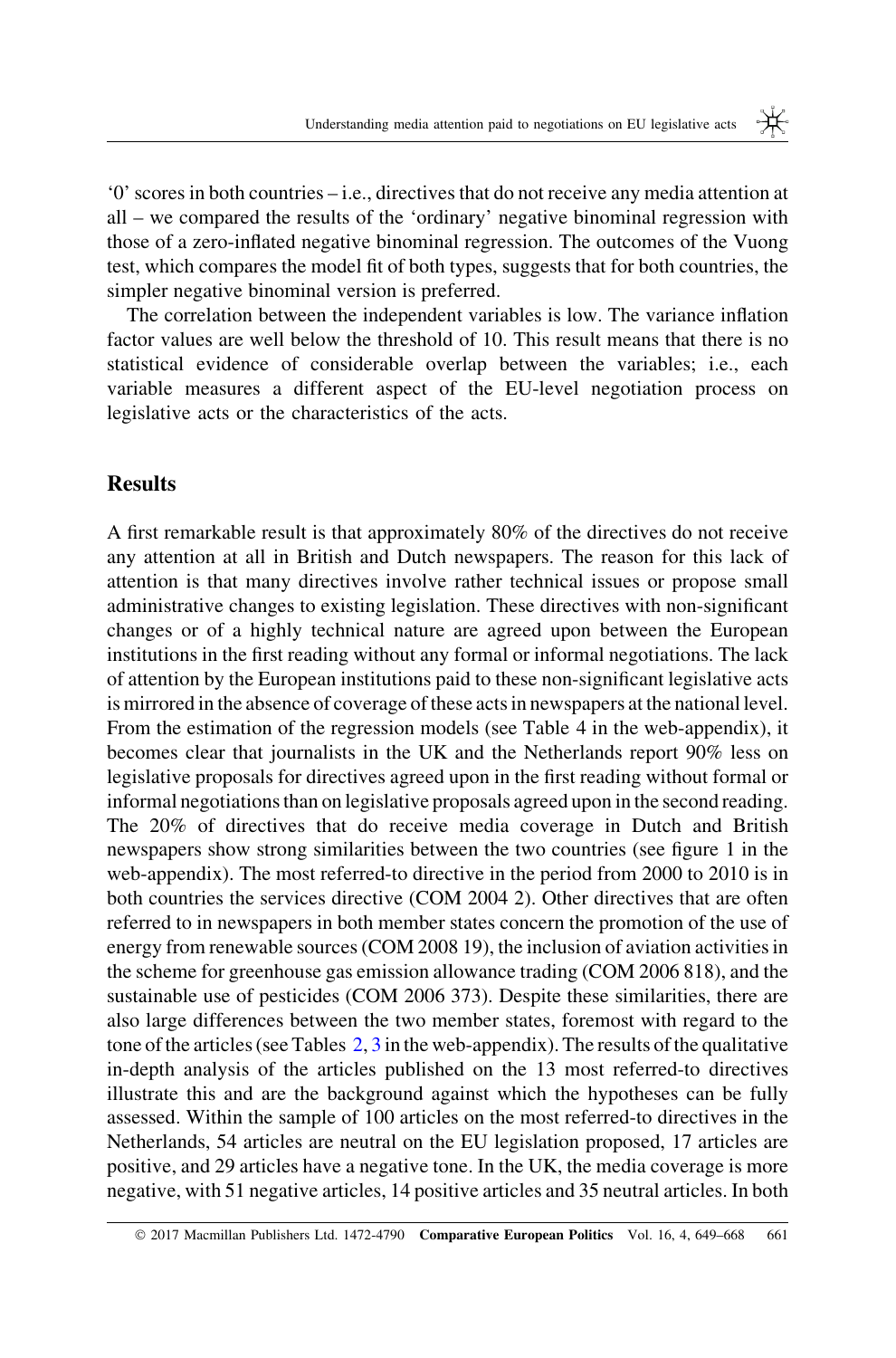'0' scores in both countries – i.e., directives that do not receive any media attention at all – we compared the results of the 'ordinary' negative binominal regression with those of a zero-inflated negative binominal regression. The outcomes of the Vuong test, which compares the model fit of both types, suggests that for both countries, the simpler negative binominal version is preferred.

The correlation between the independent variables is low. The variance inflation factor values are well below the threshold of 10. This result means that there is no statistical evidence of considerable overlap between the variables; i.e., each variable measures a different aspect of the EU-level negotiation process on legislative acts or the characteristics of the acts.

## Results

A first remarkable result is that approximately 80% of the directives do not receive any attention at all in British and Dutch newspapers. The reason for this lack of attention is that many directives involve rather technical issues or propose small administrative changes to existing legislation. These directives with non-significant changes or of a highly technical nature are agreed upon between the European institutions in the first reading without any formal or informal negotiations. The lack of attention by the European institutions paid to these non-significant legislative acts is mirrored in the absence of coverage of these acts in newspapers at the national level. From the estimation of the regression models (see Table 4 in the web-appendix), it becomes clear that journalists in the UK and the Netherlands report 90% less on legislative proposals for directives agreed upon in the first reading without formal or informal negotiations than on legislative proposals agreed upon in the second reading. The 20% of directives that do receive media coverage in Dutch and British newspapers show strong similarities between the two countries (see figure 1 in the web-appendix). The most referred-to directive in the period from 2000 to 2010 is in both countries the services directive (COM 2004 2). Other directives that are often referred to in newspapers in both member states concern the promotion of the use of energy from renewable sources (COM 2008 19), the inclusion of aviation activities in the scheme for greenhouse gas emission allowance trading (COM 2006 818), and the sustainable use of pesticides (COM 2006 373). Despite these similarities, there are also large differences between the two member states, foremost with regard to the tone of the articles (see Tables 2, 3 in the web-appendix). The results of the qualitative in-depth analysis of the articles published on the 13 most referred-to directives illustrate this and are the background against which the hypotheses can be fully assessed. Within the sample of 100 articles on the most referred-to directives in the Netherlands, 54 articles are neutral on the EU legislation proposed, 17 articles are positive, and 29 articles have a negative tone. In the UK, the media coverage is more negative, with 51 negative articles, 14 positive articles and 35 neutral articles. In both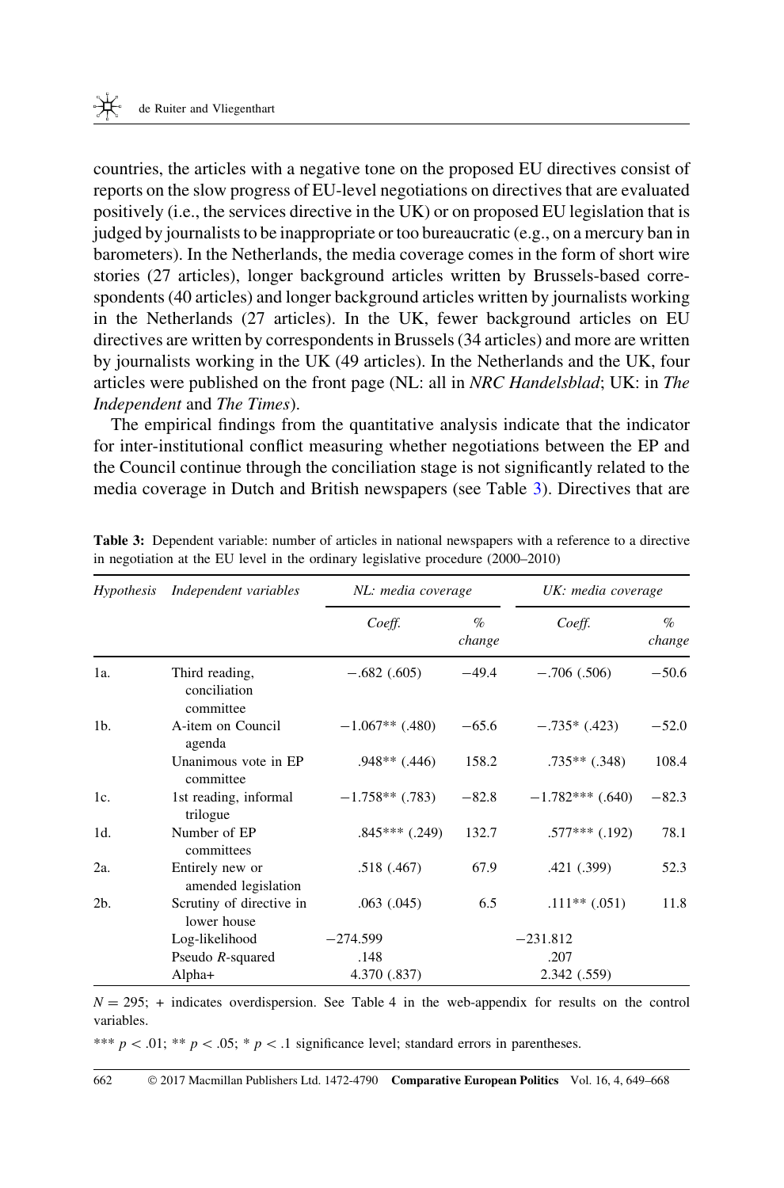countries, the articles with a negative tone on the proposed EU directives consist of reports on the slow progress of EU-level negotiations on directives that are evaluated positively (i.e., the services directive in the UK) or on proposed EU legislation that is judged by journalists to be inappropriate or too bureaucratic (e.g., on a mercury ban in barometers). In the Netherlands, the media coverage comes in the form of short wire stories (27 articles), longer background articles written by Brussels-based correspondents (40 articles) and longer background articles written by journalists working in the Netherlands (27 articles). In the UK, fewer background articles on EU directives are written by correspondents in Brussels (34 articles) and more are written by journalists working in the UK (49 articles). In the Netherlands and the UK, four articles were published on the front page (NL: all in *NRC Handelsblad*; UK: in *The Independent* and *The Times*).

The empirical findings from the quantitative analysis indicate that the indicator for inter-institutional conflict measuring whether negotiations between the EP and the Council continue through the conciliation stage is not significantly related to the media coverage in Dutch and British newspapers (see Table 3). Directives that are

**Table 3:** Dependent variable: number of articles in national newspapers with a reference to a directive in negotiation at the EU level in the ordinary legislative procedure (2000–2010)

| *Hypothesis* | *Independent variables* | *NL: media coverage* | | *UK: media coverage* | |
|---|---|---|---|---|---|
| | | *Coeff.* | *% change* | *Coeff.* | *% change* |
| 1a. | Third reading, conciliation committee | −.682 (.605) | −49.4 | −.706 (.506) | −50.6 |
| 1b. | A-item on Council agenda | −1.067** (.480) | −65.6 | −.735* (.423) | −52.0 |
| | Unanimous vote in EP committee | .948** (.446) | 158.2 | .735** (.348) | 108.4 |
| 1c. | 1st reading, informal trilogue | −1.758** (.783) | −82.8 | −1.782*** (.640) | −82.3 |
| 1d. | Number of EP committees | .845*** (.249) | 132.7 | .577*** (.192) | 78.1 |
| 2a. | Entirely new or amended legislation | .518 (.467) | 67.9 | .421 (.399) | 52.3 |
| 2b. | Scrutiny of directive in lower house | .063 (.045) | 6.5 | .111** (.051) | 11.8 |
| | Log-likelihood | −274.599 | | −231.812 | |
| | Pseudo *R*-squared | .148 | | .207 | |
| | Alpha+ | 4.370 (.837) | | 2.342 (.559) | |

$N = 295$; + indicates overdispersion. See Table 4 in the web-appendix for results on the control variables.

*** $p < .01$; ** $p < .05$; * $p < .1$ significance level; standard errors in parentheses.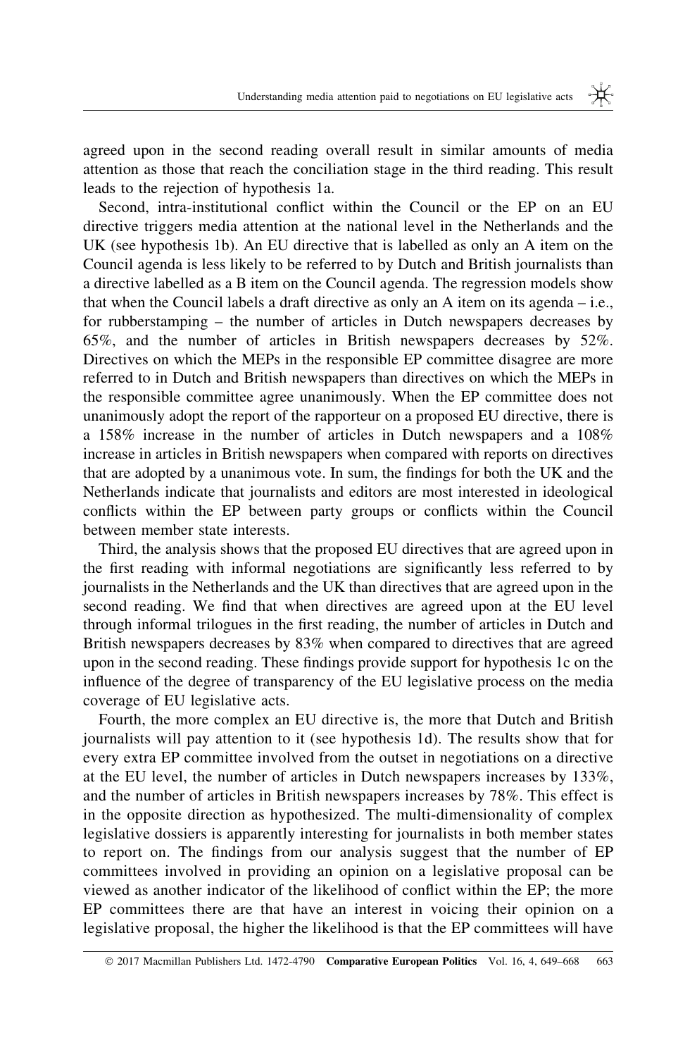agreed upon in the second reading overall result in similar amounts of media attention as those that reach the conciliation stage in the third reading. This result leads to the rejection of hypothesis 1a.

Second, intra-institutional conflict within the Council or the EP on an EU directive triggers media attention at the national level in the Netherlands and the UK (see hypothesis 1b). An EU directive that is labelled as only an A item on the Council agenda is less likely to be referred to by Dutch and British journalists than a directive labelled as a B item on the Council agenda. The regression models show that when the Council labels a draft directive as only an A item on its agenda – i.e., for rubberstamping – the number of articles in Dutch newspapers decreases by 65%, and the number of articles in British newspapers decreases by 52%. Directives on which the MEPs in the responsible EP committee disagree are more referred to in Dutch and British newspapers than directives on which the MEPs in the responsible committee agree unanimously. When the EP committee does not unanimously adopt the report of the rapporteur on a proposed EU directive, there is a 158% increase in the number of articles in Dutch newspapers and a 108% increase in articles in British newspapers when compared with reports on directives that are adopted by a unanimous vote. In sum, the findings for both the UK and the Netherlands indicate that journalists and editors are most interested in ideological conflicts within the EP between party groups or conflicts within the Council between member state interests.

Third, the analysis shows that the proposed EU directives that are agreed upon in the first reading with informal negotiations are significantly less referred to by journalists in the Netherlands and the UK than directives that are agreed upon in the second reading. We find that when directives are agreed upon at the EU level through informal trilogues in the first reading, the number of articles in Dutch and British newspapers decreases by 83% when compared to directives that are agreed upon in the second reading. These findings provide support for hypothesis 1c on the influence of the degree of transparency of the EU legislative process on the media coverage of EU legislative acts.

Fourth, the more complex an EU directive is, the more that Dutch and British journalists will pay attention to it (see hypothesis 1d). The results show that for every extra EP committee involved from the outset in negotiations on a directive at the EU level, the number of articles in Dutch newspapers increases by 133%, and the number of articles in British newspapers increases by 78%. This effect is in the opposite direction as hypothesized. The multi-dimensionality of complex legislative dossiers is apparently interesting for journalists in both member states to report on. The findings from our analysis suggest that the number of EP committees involved in providing an opinion on a legislative proposal can be viewed as another indicator of the likelihood of conflict within the EP; the more EP committees there are that have an interest in voicing their opinion on a legislative proposal, the higher the likelihood is that the EP committees will have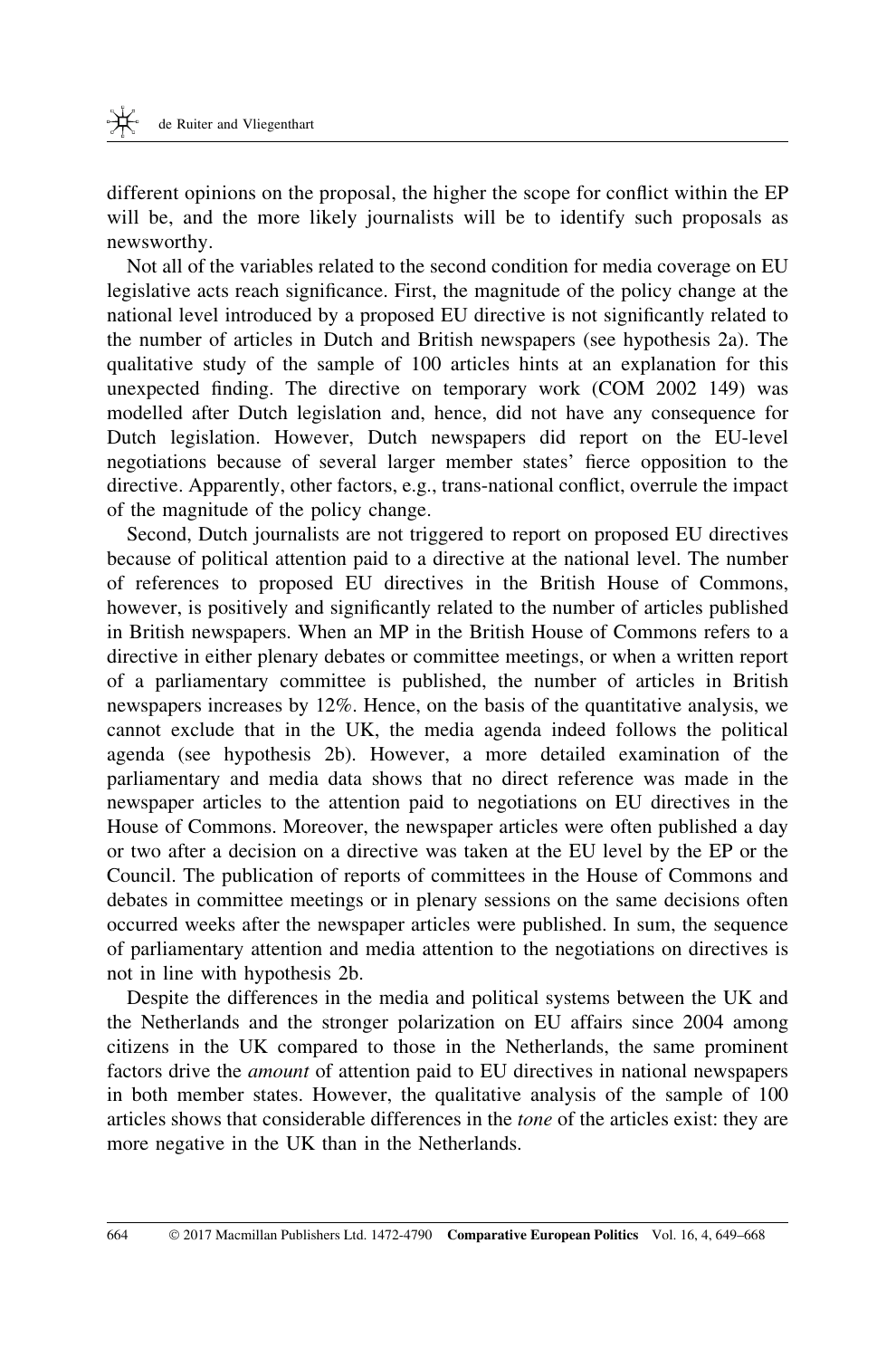different opinions on the proposal, the higher the scope for conflict within the EP will be, and the more likely journalists will be to identify such proposals as newsworthy.

Not all of the variables related to the second condition for media coverage on EU legislative acts reach significance. First, the magnitude of the policy change at the national level introduced by a proposed EU directive is not significantly related to the number of articles in Dutch and British newspapers (see hypothesis 2a). The qualitative study of the sample of 100 articles hints at an explanation for this unexpected finding. The directive on temporary work (COM 2002 149) was modelled after Dutch legislation and, hence, did not have any consequence for Dutch legislation. However, Dutch newspapers did report on the EU-level negotiations because of several larger member states' fierce opposition to the directive. Apparently, other factors, e.g., trans-national conflict, overrule the impact of the magnitude of the policy change.

Second, Dutch journalists are not triggered to report on proposed EU directives because of political attention paid to a directive at the national level. The number of references to proposed EU directives in the British House of Commons, however, is positively and significantly related to the number of articles published in British newspapers. When an MP in the British House of Commons refers to a directive in either plenary debates or committee meetings, or when a written report of a parliamentary committee is published, the number of articles in British newspapers increases by 12%. Hence, on the basis of the quantitative analysis, we cannot exclude that in the UK, the media agenda indeed follows the political agenda (see hypothesis 2b). However, a more detailed examination of the parliamentary and media data shows that no direct reference was made in the newspaper articles to the attention paid to negotiations on EU directives in the House of Commons. Moreover, the newspaper articles were often published a day or two after a decision on a directive was taken at the EU level by the EP or the Council. The publication of reports of committees in the House of Commons and debates in committee meetings or in plenary sessions on the same decisions often occurred weeks after the newspaper articles were published. In sum, the sequence of parliamentary attention and media attention to the negotiations on directives is not in line with hypothesis 2b.

Despite the differences in the media and political systems between the UK and the Netherlands and the stronger polarization on EU affairs since 2004 among citizens in the UK compared to those in the Netherlands, the same prominent factors drive the *amount* of attention paid to EU directives in national newspapers in both member states. However, the qualitative analysis of the sample of 100 articles shows that considerable differences in the *tone* of the articles exist: they are more negative in the UK than in the Netherlands.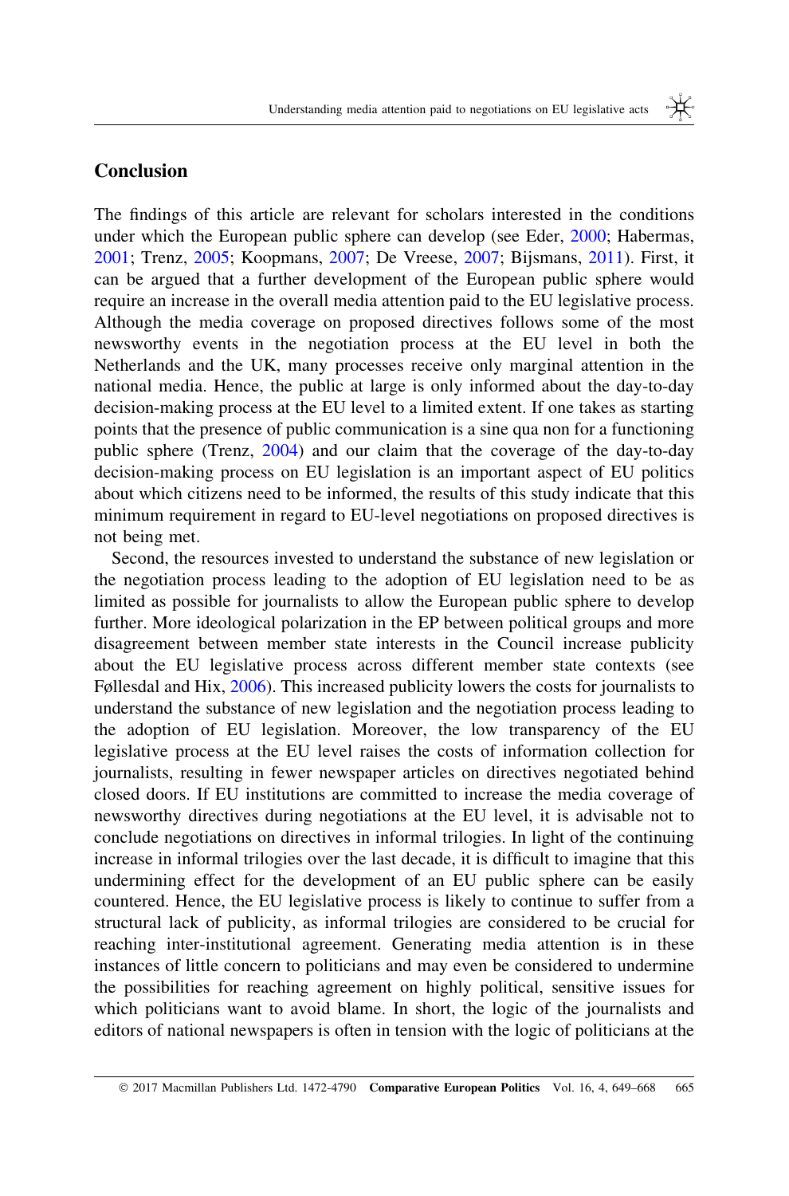## Conclusion

The findings of this article are relevant for scholars interested in the conditions under which the European public sphere can develop (see Eder, 2000; Habermas, 2001; Trenz, 2005; Koopmans, 2007; De Vreese, 2007; Bijsmans, 2011). First, it can be argued that a further development of the European public sphere would require an increase in the overall media attention paid to the EU legislative process. Although the media coverage on proposed directives follows some of the most newsworthy events in the negotiation process at the EU level in both the Netherlands and the UK, many processes receive only marginal attention in the national media. Hence, the public at large is only informed about the day-to-day decision-making process at the EU level to a limited extent. If one takes as starting points that the presence of public communication is a sine qua non for a functioning public sphere (Trenz, 2004) and our claim that the coverage of the day-to-day decision-making process on EU legislation is an important aspect of EU politics about which citizens need to be informed, the results of this study indicate that this minimum requirement in regard to EU-level negotiations on proposed directives is not being met.

Second, the resources invested to understand the substance of new legislation or the negotiation process leading to the adoption of EU legislation need to be as limited as possible for journalists to allow the European public sphere to develop further. More ideological polarization in the EP between political groups and more disagreement between member state interests in the Council increase publicity about the EU legislative process across different member state contexts (see Føllesdal and Hix, 2006). This increased publicity lowers the costs for journalists to understand the substance of new legislation and the negotiation process leading to the adoption of EU legislation. Moreover, the low transparency of the EU legislative process at the EU level raises the costs of information collection for journalists, resulting in fewer newspaper articles on directives negotiated behind closed doors. If EU institutions are committed to increase the media coverage of newsworthy directives during negotiations at the EU level, it is advisable not to conclude negotiations on directives in informal trilogies. In light of the continuing increase in informal trilogies over the last decade, it is difficult to imagine that this undermining effect for the development of an EU public sphere can be easily countered. Hence, the EU legislative process is likely to continue to suffer from a structural lack of publicity, as informal trilogies are considered to be crucial for reaching inter-institutional agreement. Generating media attention is in these instances of little concern to politicians and may even be considered to undermine the possibilities for reaching agreement on highly political, sensitive issues for which politicians want to avoid blame. In short, the logic of the journalists and editors of national newspapers is often in tension with the logic of politicians at the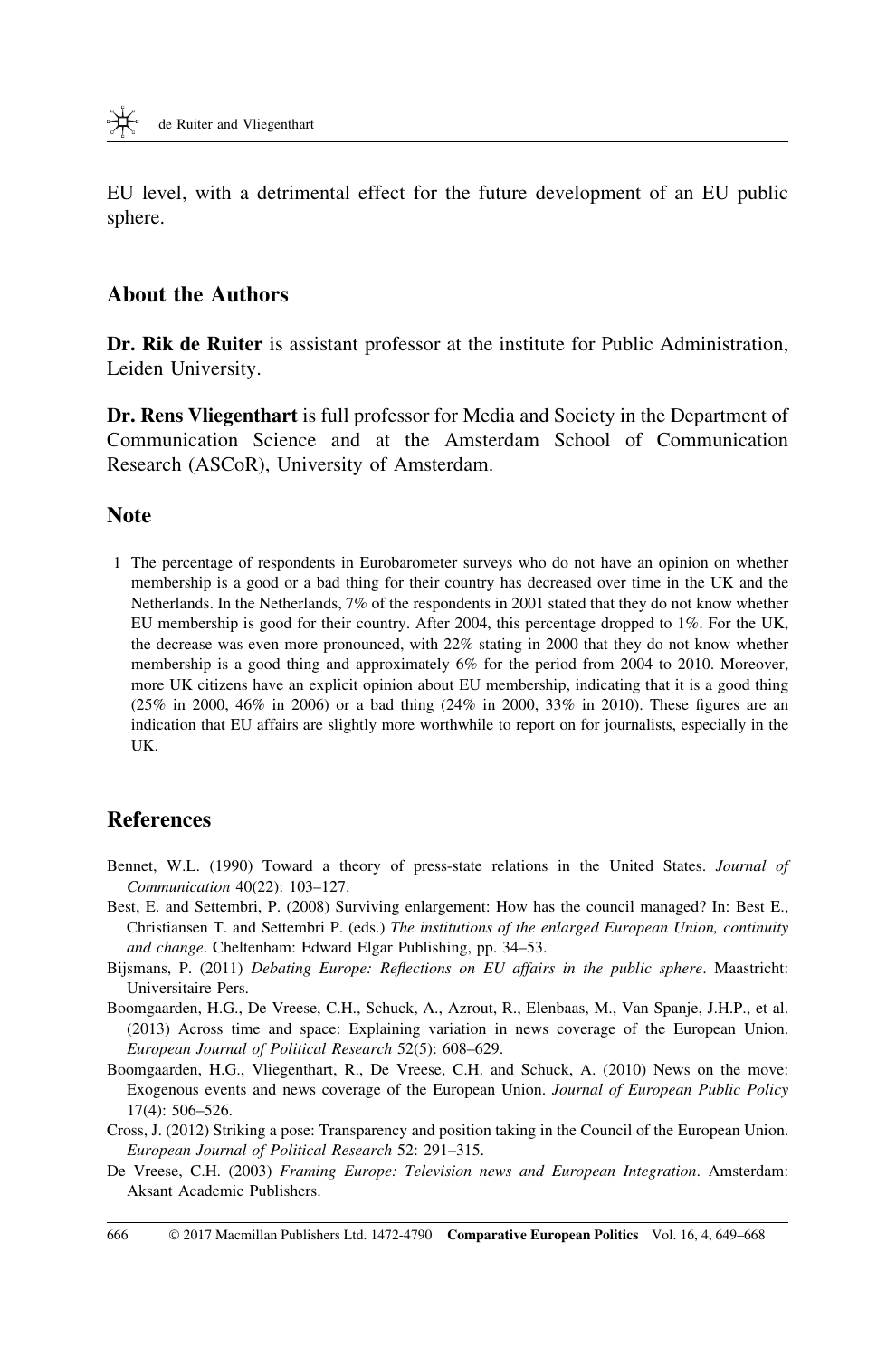EU level, with a detrimental effect for the future development of an EU public sphere.

## About the Authors

**Dr. Rik de Ruiter** is assistant professor at the institute for Public Administration, Leiden University.

**Dr. Rens Vliegenthart** is full professor for Media and Society in the Department of Communication Science and at the Amsterdam School of Communication Research (ASCoR), University of Amsterdam.

## Note

1 The percentage of respondents in Eurobarometer surveys who do not have an opinion on whether membership is a good or a bad thing for their country has decreased over time in the UK and the Netherlands. In the Netherlands, 7% of the respondents in 2001 stated that they do not know whether EU membership is good for their country. After 2004, this percentage dropped to 1%. For the UK, the decrease was even more pronounced, with 22% stating in 2000 that they do not know whether membership is a good thing and approximately 6% for the period from 2004 to 2010. Moreover, more UK citizens have an explicit opinion about EU membership, indicating that it is a good thing (25% in 2000, 46% in 2006) or a bad thing (24% in 2000, 33% in 2010). These figures are an indication that EU affairs are slightly more worthwhile to report on for journalists, especially in the UK.

## References

Bennet, W.L. (1990) Toward a theory of press-state relations in the United States. *Journal of Communication* 40(22): 103–127.

Best, E. and Settembri, P. (2008) Surviving enlargement: How has the council managed? In: Best E., Christiansen T. and Settembri P. (eds.) *The institutions of the enlarged European Union, continuity and change*. Cheltenham: Edward Elgar Publishing, pp. 34–53.

Bijsmans, P. (2011) *Debating Europe: Reflections on EU affairs in the public sphere*. Maastricht: Universitaire Pers.

Boomgaarden, H.G., De Vreese, C.H., Schuck, A., Azrout, R., Elenbaas, M., Van Spanje, J.H.P., et al. (2013) Across time and space: Explaining variation in news coverage of the European Union. *European Journal of Political Research* 52(5): 608–629.

Boomgaarden, H.G., Vliegenthart, R., De Vreese, C.H. and Schuck, A. (2010) News on the move: Exogenous events and news coverage of the European Union. *Journal of European Public Policy* 17(4): 506–526.

Cross, J. (2012) Striking a pose: Transparency and position taking in the Council of the European Union. *European Journal of Political Research* 52: 291–315.

De Vreese, C.H. (2003) *Framing Europe: Television news and European Integration*. Amsterdam: Aksant Academic Publishers.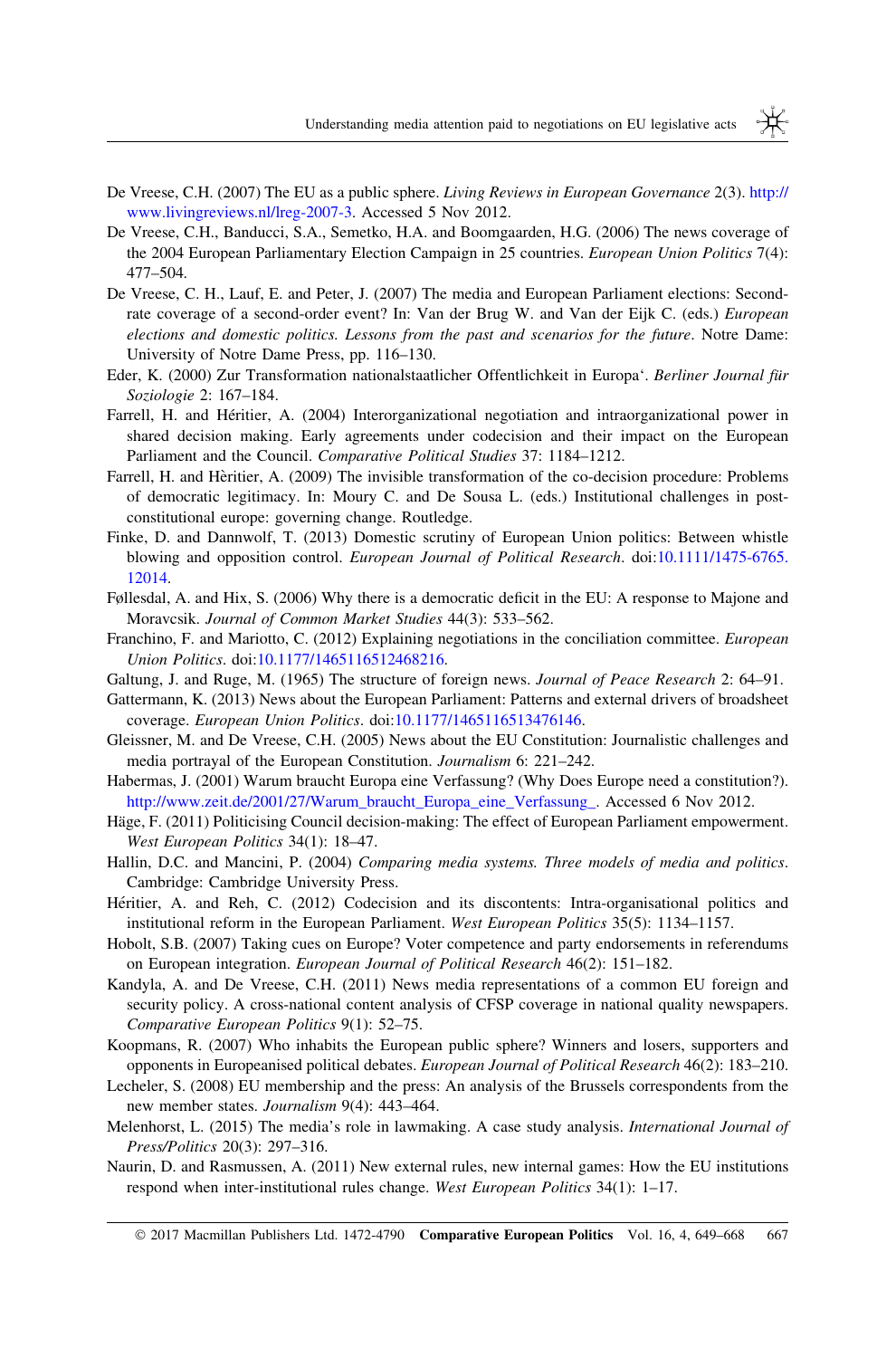De Vreese, C.H. (2007) The EU as a public sphere. *Living Reviews in European Governance* 2(3). http://www.livingreviews.nl/lreg-2007-3. Accessed 5 Nov 2012.

De Vreese, C.H., Banducci, S.A., Semetko, H.A. and Boomgaarden, H.G. (2006) The news coverage of the 2004 European Parliamentary Election Campaign in 25 countries. *European Union Politics* 7(4): 477–504.

De Vreese, C. H., Lauf, E. and Peter, J. (2007) The media and European Parliament elections: Second-rate coverage of a second-order event? In: Van der Brug W. and Van der Eijk C. (eds.) *European elections and domestic politics. Lessons from the past and scenarios for the future*. Notre Dame: University of Notre Dame Press, pp. 116–130.

Eder, K. (2000) Zur Transformation nationalstaatlicher Offentlichkeit in Europa‘. *Berliner Journal für Soziologie* 2: 167–184.

Farrell, H. and Héritier, A. (2004) Interorganizational negotiation and intraorganizational power in shared decision making. Early agreements under codecision and their impact on the European Parliament and the Council. *Comparative Political Studies* 37: 1184–1212.

Farrell, H. and Hèritier, A. (2009) The invisible transformation of the co-decision procedure: Problems of democratic legitimacy. In: Moury C. and De Sousa L. (eds.) Institutional challenges in post-constitutional europe: governing change. Routledge.

Finke, D. and Dannwolf, T. (2013) Domestic scrutiny of European Union politics: Between whistle blowing and opposition control. *European Journal of Political Research*. doi:10.1111/1475-6765.12014.

Føllesdal, A. and Hix, S. (2006) Why there is a democratic deficit in the EU: A response to Majone and Moravcsik. *Journal of Common Market Studies* 44(3): 533–562.

Franchino, F. and Mariotto, C. (2012) Explaining negotiations in the conciliation committee. *European Union Politics*. doi:10.1177/1465116512468216.

Galtung, J. and Ruge, M. (1965) The structure of foreign news. *Journal of Peace Research* 2: 64–91.

Gattermann, K. (2013) News about the European Parliament: Patterns and external drivers of broadsheet coverage. *European Union Politics*. doi:10.1177/1465116513476146.

Gleissner, M. and De Vreese, C.H. (2005) News about the EU Constitution: Journalistic challenges and media portrayal of the European Constitution. *Journalism* 6: 221–242.

Habermas, J. (2001) Warum braucht Europa eine Verfassung? (Why Does Europe need a constitution?). http://www.zeit.de/2001/27/Warum_braucht_Europa_eine_Verfassung_. Accessed 6 Nov 2012.

Häge, F. (2011) Politicising Council decision-making: The effect of European Parliament empowerment. *West European Politics* 34(1): 18–47.

Hallin, D.C. and Mancini, P. (2004) *Comparing media systems. Three models of media and politics*. Cambridge: Cambridge University Press.

Héritier, A. and Reh, C. (2012) Codecision and its discontents: Intra-organisational politics and institutional reform in the European Parliament. *West European Politics* 35(5): 1134–1157.

Hobolt, S.B. (2007) Taking cues on Europe? Voter competence and party endorsements in referendums on European integration. *European Journal of Political Research* 46(2): 151–182.

Kandyla, A. and De Vreese, C.H. (2011) News media representations of a common EU foreign and security policy. A cross-national content analysis of CFSP coverage in national quality newspapers. *Comparative European Politics* 9(1): 52–75.

Koopmans, R. (2007) Who inhabits the European public sphere? Winners and losers, supporters and opponents in Europeanised political debates. *European Journal of Political Research* 46(2): 183–210.

Lecheler, S. (2008) EU membership and the press: An analysis of the Brussels correspondents from the new member states. *Journalism* 9(4): 443–464.

Melenhorst, L. (2015) The media's role in lawmaking. A case study analysis. *International Journal of Press/Politics* 20(3): 297–316.

Naurin, D. and Rasmussen, A. (2011) New external rules, new internal games: How the EU institutions respond when inter-institutional rules change. *West European Politics* 34(1): 1–17.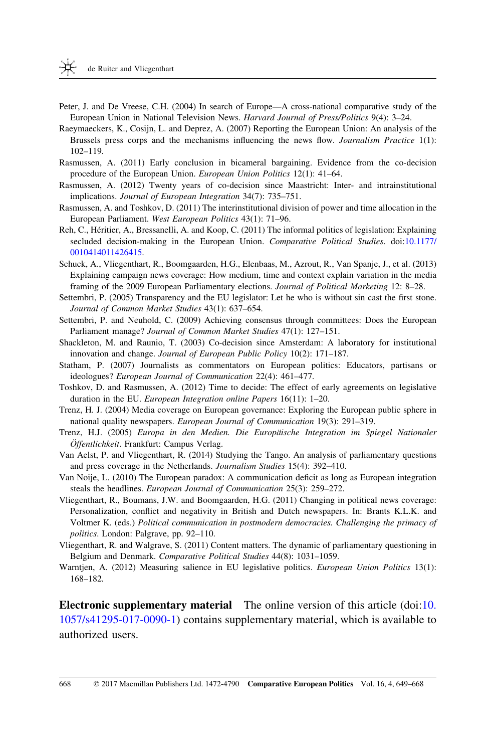Peter, J. and De Vreese, C.H. (2004) In search of Europe—A cross-national comparative study of the European Union in National Television News. *Harvard Journal of Press/Politics* 9(4): 3–24.

Raeymaeckers, K., Cosijn, L. and Deprez, A. (2007) Reporting the European Union: An analysis of the Brussels press corps and the mechanisms influencing the news flow. *Journalism Practice* 1(1): 102–119.

Rasmussen, A. (2011) Early conclusion in bicameral bargaining. Evidence from the co-decision procedure of the European Union. *European Union Politics* 12(1): 41–64.

Rasmussen, A. (2012) Twenty years of co-decision since Maastricht: Inter- and intrainstitutional implications. *Journal of European Integration* 34(7): 735–751.

Rasmussen, A. and Toshkov, D. (2011) The interinstitutional division of power and time allocation in the European Parliament. *West European Politics* 43(1): 71–96.

Reh, C., Héritier, A., Bressanelli, A. and Koop, C. (2011) The informal politics of legislation: Explaining secluded decision-making in the European Union. *Comparative Political Studies*. doi:10.1177/0010414011426415.

Schuck, A., Vliegenthart, R., Boomgaarden, H.G., Elenbaas, M., Azrout, R., Van Spanje, J., et al. (2013) Explaining campaign news coverage: How medium, time and context explain variation in the media framing of the 2009 European Parliamentary elections. *Journal of Political Marketing* 12: 8–28.

Settembri, P. (2005) Transparency and the EU legislator: Let he who is without sin cast the first stone. *Journal of Common Market Studies* 43(1): 637–654.

Settembri, P. and Neuhold, C. (2009) Achieving consensus through committees: Does the European Parliament manage? *Journal of Common Market Studies* 47(1): 127–151.

Shackleton, M. and Raunio, T. (2003) Co-decision since Amsterdam: A laboratory for institutional innovation and change. *Journal of European Public Policy* 10(2): 171–187.

Statham, P. (2007) Journalists as commentators on European politics: Educators, partisans or ideologues? *European Journal of Communication* 22(4): 461–477.

Toshkov, D. and Rasmussen, A. (2012) Time to decide: The effect of early agreements on legislative duration in the EU. *European Integration online Papers* 16(11): 1–20.

Trenz, H. J. (2004) Media coverage on European governance: Exploring the European public sphere in national quality newspapers. *European Journal of Communication* 19(3): 291–319.

Trenz, H.J. (2005) *Europa in den Medien. Die Europäische Integration im Spiegel Nationaler Öffentlichkeit*. Frankfurt: Campus Verlag.

Van Aelst, P. and Vliegenthart, R. (2014) Studying the Tango. An analysis of parliamentary questions and press coverage in the Netherlands. *Journalism Studies* 15(4): 392–410.

Van Noije, L. (2010) The European paradox: A communication deficit as long as European integration steals the headlines. *European Journal of Communication* 25(3): 259–272.

Vliegenthart, R., Boumans, J.W. and Boomgaarden, H.G. (2011) Changing in political news coverage: Personalization, conflict and negativity in British and Dutch newspapers. In: Brants K.L.K. and Voltmer K. (eds.) *Political communication in postmodern democracies. Challenging the primacy of politics*. London: Palgrave, pp. 92–110.

Vliegenthart, R. and Walgrave, S. (2011) Content matters. The dynamic of parliamentary questioning in Belgium and Denmark. *Comparative Political Studies* 44(8): 1031–1059.

Warntjen, A. (2012) Measuring salience in EU legislative politics. *European Union Politics* 13(1): 168–182.

**Electronic supplementary material** The online version of this article (doi:10.1057/s41295-017-0090-1) contains supplementary material, which is available to authorized users.